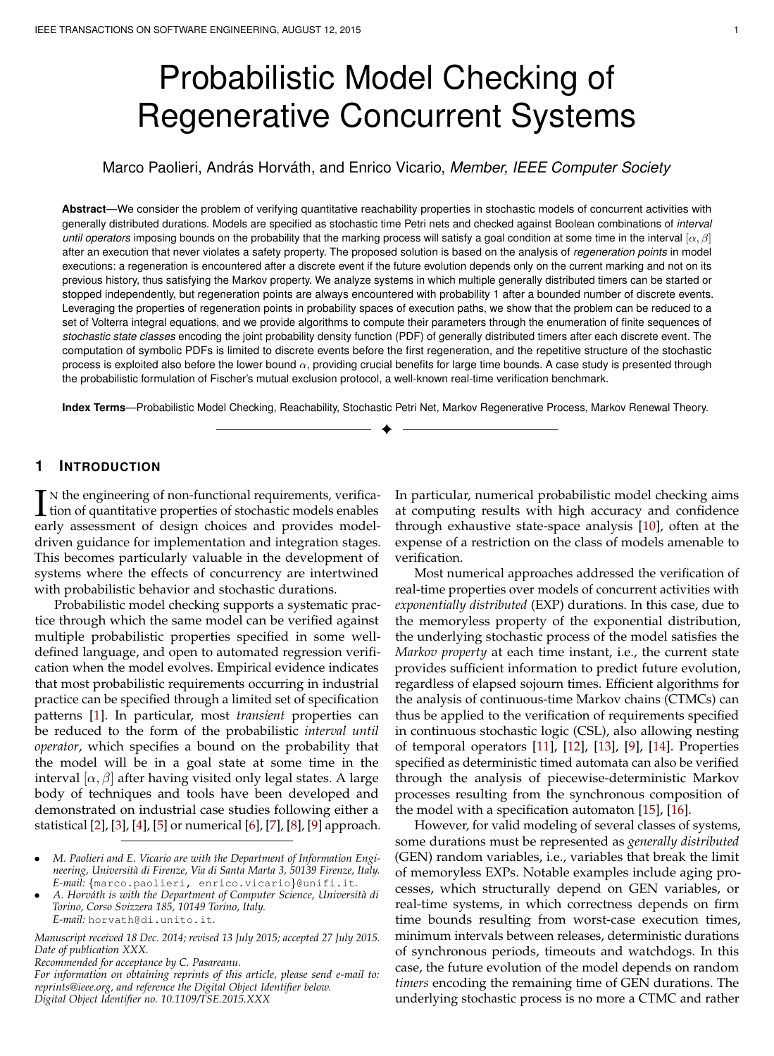# Probabilistic Model Checking of Regenerative Concurrent Systems

Marco Paolieri, András Horváth, and Enrico Vicario, *Member, IEEE Computer Society*

**Abstract**—We consider the problem of verifying quantitative reachability properties in stochastic models of concurrent activities with generally distributed durations. Models are specified as stochastic time Petri nets and checked against Boolean combinations of *interval until operators* imposing bounds on the probability that the marking process will satisfy a goal condition at some time in the interval $[\alpha, \beta]$ after an execution that never violates a safety property. The proposed solution is based on the analysis of *regeneration points* in model executions: a regeneration is encountered after a discrete event if the future evolution depends only on the current marking and not on its previous history, thus satisfying the Markov property. We analyze systems in which multiple generally distributed timers can be started or stopped independently, but regeneration points are always encountered with probability 1 after a bounded number of discrete events. Leveraging the properties of regeneration points in probability spaces of execution paths, we show that the problem can be reduced to a set of Volterra integral equations, and we provide algorithms to compute their parameters through the enumeration of finite sequences of *stochastic state classes* encoding the joint probability density function (PDF) of generally distributed timers after each discrete event. The computation of symbolic PDFs is limited to discrete events before the first regeneration, and the repetitive structure of the stochastic process is exploited also before the lower bound $\alpha$, providing crucial benefits for large time bounds. A case study is presented through the probabilistic formulation of Fischer's mutual exclusion protocol, a well-known real-time verification benchmark.

**Index Terms**—Probabilistic Model Checking, Reachability, Stochastic Petri Net, Markov Regenerative Process, Markov Renewal Theory.

## 1 Introduction

In the engineering of non-functional requirements, verification of quantitative properties of stochastic models enables early assessment of design choices and provides model-driven guidance for implementation and integration stages. This becomes particularly valuable in the development of systems where the effects of concurrency are intertwined with probabilistic behavior and stochastic durations.

Probabilistic model checking supports a systematic practice through which the same model can be verified against multiple probabilistic properties specified in some well-defined language, and open to automated regression verification when the model evolves. Empirical evidence indicates that most probabilistic requirements occurring in industrial practice can be specified through a limited set of specification patterns [1]. In particular, most *transient* properties can be reduced to the form of the probabilistic *interval until operator*, which specifies a bound on the probability that the model will be in a goal state at some time in the interval $[\alpha, \beta]$ after having visited only legal states. A large body of techniques and tools have been developed and demonstrated on industrial case studies following either a statistical [2], [3], [4], [5] or numerical [6], [7], [8], [9] approach. In particular, numerical probabilistic model checking aims at computing results with high accuracy and confidence through exhaustive state-space analysis [10], often at the expense of a restriction on the class of models amenable to verification.

Most numerical approaches addressed the verification of real-time properties over models of concurrent activities with *exponentially distributed* (EXP) durations. In this case, due to the memoryless property of the exponential distribution, the underlying stochastic process of the model satisfies the *Markov property* at each time instant, i.e., the current state provides sufficient information to predict future evolution, regardless of elapsed sojourn times. Efficient algorithms for the analysis of continuous-time Markov chains (CTMCs) can thus be applied to the verification of requirements specified in continuous stochastic logic (CSL), also allowing nesting of temporal operators [11], [12], [13], [9], [14]. Properties specified as deterministic timed automata can also be verified through the analysis of piecewise-deterministic Markov processes resulting from the synchronous composition of the model with a specification automaton [15], [16].

However, for valid modeling of several classes of systems, some durations must be represented as *generally distributed* (GEN) random variables, i.e., variables that break the limit of memoryless EXPs. Notable examples include aging processes, which structurally depend on GEN variables, or real-time systems, in which correctness depends on firm time bounds resulting from worst-case execution times, minimum intervals between releases, deterministic durations of synchronous periods, timeouts and watchdogs. In this case, the future evolution of the model depends on random *timers* encoding the remaining time of GEN durations. The underlying stochastic process is no more a CTMC and rather

---

- M. Paolieri and E. Vicario are with the Department of Information Engineering, Università di Firenze, Via di Santa Marta 3, 50139 Firenze, Italy. E-mail: {marco.paolieri, enrico.vicario}@unifi.it.
- A. Horváth is with the Department of Computer Science, Università di Torino, Corso Svizzera 185, 10149 Torino, Italy. E-mail: horvath@di.unito.it.

*Manuscript received 18 Dec. 2014; revised 13 July 2015; accepted 27 July 2015. Date of publication XXX.*
*Recommended for acceptance by C. Pasareanu.*
*For information on obtaining reprints of this article, please send e-mail to: reprints@ieee.org, and reference the Digital Object Identifier below.*
*Digital Object Identifier no. 10.1109/TSE.2015.XXX*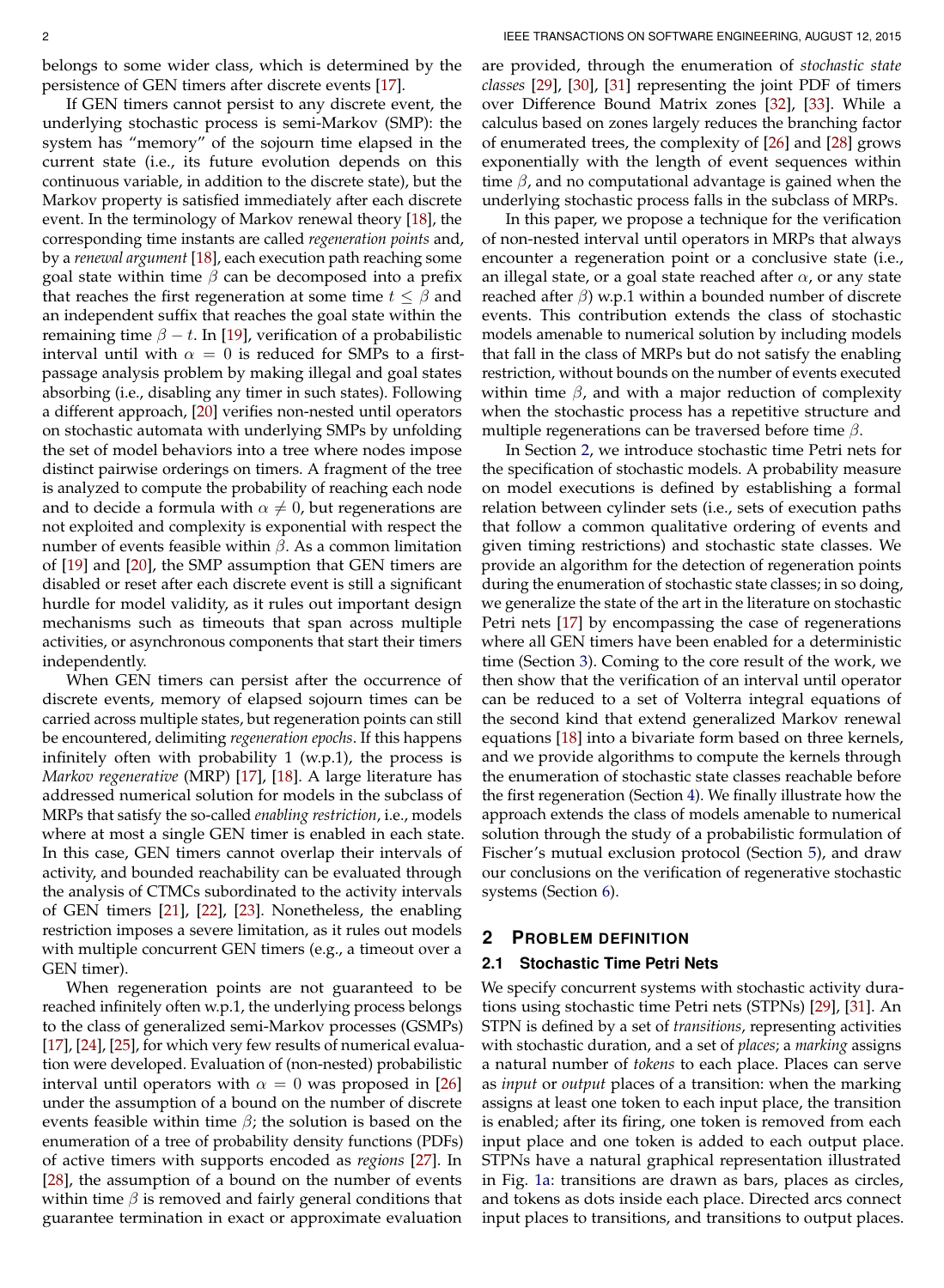belongs to some wider class, which is determined by the persistence of GEN timers after discrete events [17].

If GEN timers cannot persist to any discrete event, the underlying stochastic process is semi-Markov (SMP): the system has "memory" of the sojourn time elapsed in the current state (i.e., its future evolution depends on this continuous variable, in addition to the discrete state), but the Markov property is satisfied immediately after each discrete event. In the terminology of Markov renewal theory [18], the corresponding time instants are called *regeneration points* and, by a *renewal argument* [18], each execution path reaching some goal state within time $\beta$ can be decomposed into a prefix that reaches the first regeneration at some time $t \leq \beta$ and an independent suffix that reaches the goal state within the remaining time $\beta - t$. In [19], verification of a probabilistic interval until with $\alpha = 0$ is reduced for SMPs to a first-passage analysis problem by making illegal and goal states absorbing (i.e., disabling any timer in such states). Following a different approach, [20] verifies non-nested until operators on stochastic automata with underlying SMPs by unfolding the set of model behaviors into a tree where nodes impose distinct pairwise orderings on timers. A fragment of the tree is analyzed to compute the probability of reaching each node and to decide a formula with $\alpha \neq 0$, but regenerations are not exploited and complexity is exponential with respect the number of events feasible within $\beta$. As a common limitation of [19] and [20], the SMP assumption that GEN timers are disabled or reset after each discrete event is still a significant hurdle for model validity, as it rules out important design mechanisms such as timeouts that span across multiple activities, or asynchronous components that start their timers independently.

When GEN timers can persist after the occurrence of discrete events, memory of elapsed sojourn times can be carried across multiple states, but regeneration points can still be encountered, delimiting *regeneration epochs*. If this happens infinitely often with probability 1 (w.p.1), the process is *Markov regenerative* (MRP) [17], [18]. A large literature has addressed numerical solution for models in the subclass of MRPs that satisfy the so-called *enabling restriction*, i.e., models where at most a single GEN timer is enabled in each state. In this case, GEN timers cannot overlap their intervals of activity, and bounded reachability can be evaluated through the analysis of CTMCs subordinated to the activity intervals of GEN timers [21], [22], [23]. Nonetheless, the enabling restriction imposes a severe limitation, as it rules out models with multiple concurrent GEN timers (e.g., a timeout over a GEN timer).

When regeneration points are not guaranteed to be reached infinitely often w.p.1, the underlying process belongs to the class of generalized semi-Markov processes (GSMPs) [17], [24], [25], for which very few results of numerical evaluation were developed. Evaluation of (non-nested) probabilistic interval until operators with $\alpha = 0$ was proposed in [26] under the assumption of a bound on the number of discrete events feasible within time $\beta$; the solution is based on the enumeration of a tree of probability density functions (PDFs) of active timers with supports encoded as *regions* [27]. In [28], the assumption of a bound on the number of events within time $\beta$ is removed and fairly general conditions that guarantee termination in exact or approximate evaluation are provided, through the enumeration of *stochastic state classes* [29], [30], [31] representing the joint PDF of timers over Difference Bound Matrix zones [32], [33]. While a calculus based on zones largely reduces the branching factor of enumerated trees, the complexity of [26] and [28] grows exponentially with the length of event sequences within time $\beta$, and no computational advantage is gained when the underlying stochastic process falls in the subclass of MRPs.

In this paper, we propose a technique for the verification of non-nested interval until operators in MRPs that always encounter a regeneration point or a conclusive state (i.e., an illegal state, or a goal state reached after $\alpha$, or any state reached after $\beta$) w.p.1 within a bounded number of discrete events. This contribution extends the class of stochastic models amenable to numerical solution by including models that fall in the class of MRPs but do not satisfy the enabling restriction, without bounds on the number of events executed within time $\beta$, and with a major reduction of complexity when the stochastic process has a repetitive structure and multiple regenerations can be traversed before time $\beta$.

In Section 2, we introduce stochastic time Petri nets for the specification of stochastic models. A probability measure on model executions is defined by establishing a formal relation between cylinder sets (i.e., sets of execution paths that follow a common qualitative ordering of events and given timing restrictions) and stochastic state classes. We provide an algorithm for the detection of regeneration points during the enumeration of stochastic state classes; in so doing, we generalize the state of the art in the literature on stochastic Petri nets [17] by encompassing the case of regenerations where all GEN timers have been enabled for a deterministic time (Section 3). Coming to the core result of the work, we then show that the verification of an interval until operator can be reduced to a set of Volterra integral equations of the second kind that extend generalized Markov renewal equations [18] into a bivariate form based on three kernels, and we provide algorithms to compute the kernels through the enumeration of stochastic state classes reachable before the first regeneration (Section 4). We finally illustrate how the approach extends the class of models amenable to numerical solution through the study of a probabilistic formulation of Fischer's mutual exclusion protocol (Section 5), and draw our conclusions on the verification of regenerative stochastic systems (Section 6).

## 2 Problem Definition

### 2.1 Stochastic Time Petri Nets

We specify concurrent systems with stochastic activity durations using stochastic time Petri nets (STPNs) [29], [31]. An STPN is defined by a set of *transitions*, representing activities with stochastic duration, and a set of *places*; a *marking* assigns a natural number of *tokens* to each place. Places can serve as *input* or *output* places of a transition: when the marking assigns at least one token to each input place, the transition is enabled; after its firing, one token is removed from each input place and one token is added to each output place. STPNs have a natural graphical representation illustrated in Fig. 1a: transitions are drawn as bars, places as circles, and tokens as dots inside each place. Directed arcs connect input places to transitions, and transitions to output places.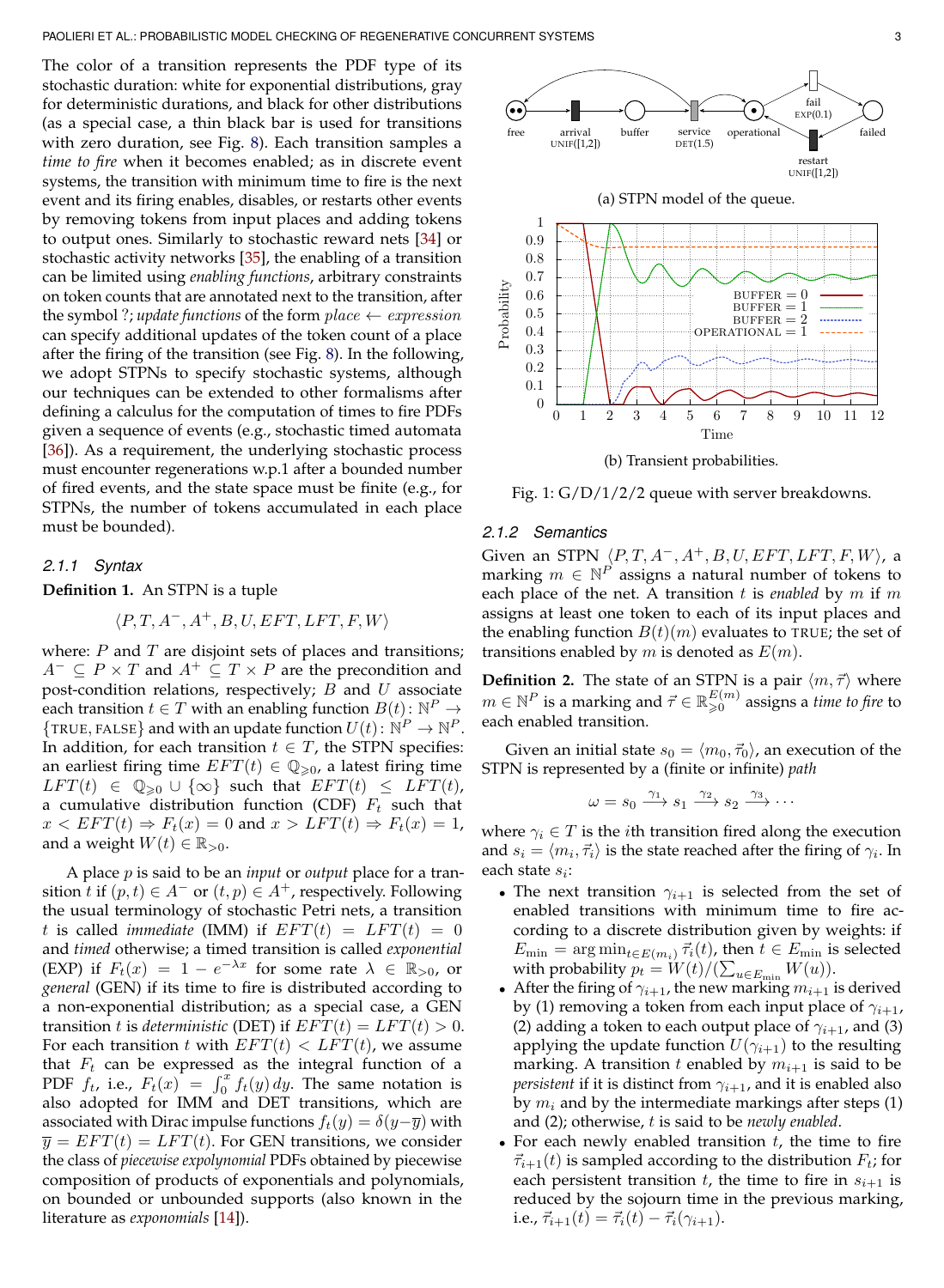The color of a transition represents the PDF type of its stochastic duration: white for exponential distributions, gray for deterministic durations, and black for other distributions (as a special case, a thin black bar is used for transitions with zero duration, see Fig. 8). Each transition samples a *time to fire* when it becomes enabled; as in discrete event systems, the transition with minimum time to fire is the next event and its firing enables, disables, or restarts other events by removing tokens from input places and adding tokens to output ones. Similarly to stochastic reward nets [34] or stochastic activity networks [35], the enabling of a transition can be limited using *enabling functions*, arbitrary constraints on token counts that are annotated next to the transition, after the symbol ?; *update functions* of the form $place \leftarrow expression$ can specify additional updates of the token count of a place after the firing of the transition (see Fig. 8). In the following, we adopt STPNs to specify stochastic systems, although our techniques can be extended to other formalisms after defining a calculus for the computation of times to fire PDFs given a sequence of events (e.g., stochastic timed automata [36]). As a requirement, the underlying stochastic process must encounter regenerations w.p.1 after a bounded number of fired events, and the state space must be finite (e.g., for STPNs, the number of tokens accumulated in each place must be bounded).

(a) STPN model of the queue.

(b) Transient probabilities.

Fig. 1: G/D/1/2/2 queue with server breakdowns.

### 2.1.1 Syntax

**Definition 1.** An STPN is a tuple

$$\langle P, T, A^-, A^+, B, U, EFT, LFT, F, W \rangle$$

where: $P$ and $T$ are disjoint sets of places and transitions; $A^- \subseteq P \times T$ and $A^+ \subseteq T \times P$ are the precondition and post-condition relations, respectively; $B$ and $U$ associate each transition $t \in T$ with an enabling function $B(t) : \mathbb{N}^P \to \{\text{TRUE}, \text{FALSE}\}$ and with an update function $U(t) : \mathbb{N}^P \to \mathbb{N}^P$. In addition, for each transition $t \in T$, the STPN specifies: an earliest firing time $EFT(t) \in \mathbb{Q}_{\geqslant 0}$, a latest firing time $LFT(t) \in \mathbb{Q}_{\geqslant 0} \cup \{\infty\}$ such that $EFT(t) \leq LFT(t)$, a cumulative distribution function (CDF) $F_t$ such that $x < EFT(t) \Rightarrow F_t(x) = 0$ and $x > LFT(t) \Rightarrow F_t(x) = 1$, and a weight $W(t) \in \mathbb{R}_{>0}$.

A place $p$ is said to be an *input* or *output* place for a transition $t$ if $(p, t) \in A^-$ or $(t, p) \in A^+$, respectively. Following the usual terminology of stochastic Petri nets, a transition $t$ is called *immediate* (IMM) if $EFT(t) = LFT(t) = 0$ and *timed* otherwise; a timed transition is called *exponential* (EXP) if $F_t(x) = 1 - e^{-\lambda x}$ for some rate $\lambda \in \mathbb{R}_{>0}$, or *general* (GEN) if its time to fire is distributed according to a non-exponential distribution; as a special case, a GEN transition $t$ is *deterministic* (DET) if $EFT(t) = LFT(t) > 0$. For each transition $t$ with $EFT(t) < LFT(t)$, we assume that $F_t$ can be expressed as the integral function of a PDF $f_t$, i.e., $F_t(x) = \int_0^x f_t(y)\, dy$. The same notation is also adopted for IMM and DET transitions, which are associated with Dirac impulse functions $f_t(y) = \delta(y - \overline{y})$ with $\overline{y} = EFT(t) = LFT(t)$. For GEN transitions, we consider the class of *piecewise expolynomial* PDFs obtained by piecewise composition of products of exponentials and polynomials, on bounded or unbounded supports (also known in the literature as *exponomials* [14]).

### 2.1.2 Semantics

Given an STPN $\langle P, T, A^-, A^+, B, U, EFT, LFT, F, W \rangle$, a marking $m \in \mathbb{N}^P$ assigns a natural number of tokens to each place of the net. A transition $t$ is *enabled* by $m$ if $m$ assigns at least one token to each of its input places and the enabling function $B(t)(m)$ evaluates to TRUE; the set of transitions enabled by $m$ is denoted as $E(m)$.

**Definition 2.** The state of an STPN is a pair $\langle m, \vec{\tau} \rangle$ where $m \in \mathbb{N}^P$ is a marking and $\vec{\tau} \in \mathbb{R}_{\geqslant 0}^{E(m)}$ assigns a *time to fire* to each enabled transition.

Given an initial state $s_0 = \langle m_0, \vec{\tau}_0 \rangle$, an execution of the STPN is represented by a (finite or infinite) *path*

$$\omega = s_0 \xrightarrow{\gamma_1} s_1 \xrightarrow{\gamma_2} s_2 \xrightarrow{\gamma_3} \cdots$$

where $\gamma_i \in T$ is the $i$th transition fired along the execution and $s_i = \langle m_i, \vec{\tau}_i \rangle$ is the state reached after the firing of $\gamma_i$. In each state $s_i$:

- The next transition $\gamma_{i+1}$ is selected from the set of enabled transitions with minimum time to fire according to a discrete distribution given by weights: if $E_{\min} = \arg\min_{t \in E(m_i)} \vec{\tau}_i(t)$, then $t \in E_{\min}$ is selected with probability $p_t = W(t) / (\sum_{u \in E_{\min}} W(u))$.
- After the firing of $\gamma_{i+1}$, the new marking $m_{i+1}$ is derived by (1) removing a token from each input place of $\gamma_{i+1}$, (2) adding a token to each output place of $\gamma_{i+1}$, and (3) applying the update function $U(\gamma_{i+1})$ to the resulting marking. A transition $t$ enabled by $m_{i+1}$ is said to be *persistent* if it is distinct from $\gamma_{i+1}$, and it is enabled also by $m_i$ and by the intermediate markings after steps (1) and (2); otherwise, $t$ is said to be *newly enabled*.
- For each newly enabled transition $t$, the time to fire $\vec{\tau}_{i+1}(t)$ is sampled according to the distribution $F_t$; for each persistent transition $t$, the time to fire in $s_{i+1}$ is reduced by the sojourn time in the previous marking, i.e., $\vec{\tau}_{i+1}(t) = \vec{\tau}_i(t) - \vec{\tau}_i(\gamma_{i+1})$.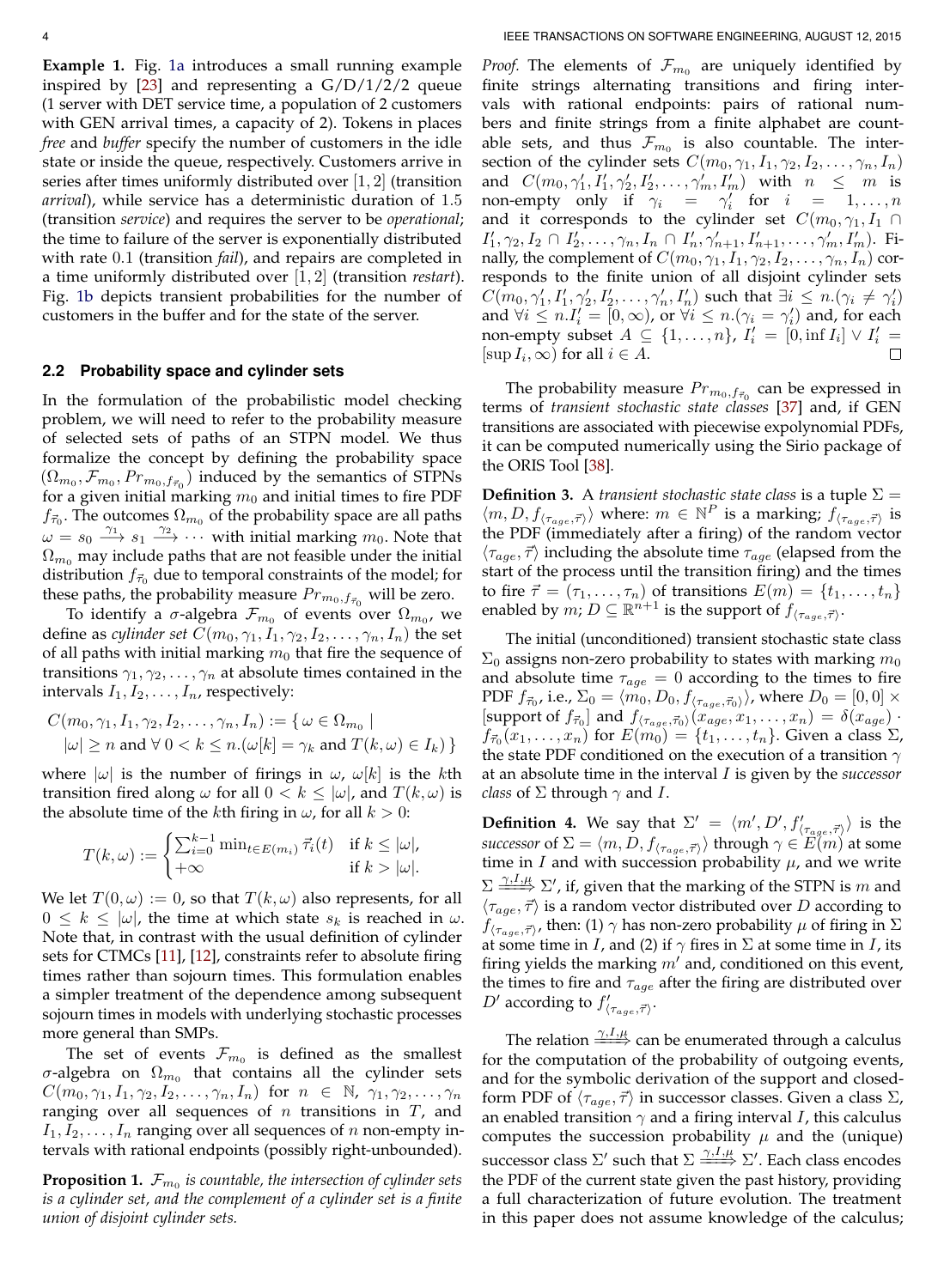**Example 1.** Fig. 1a introduces a small running example inspired by [23] and representing a G/D/1/2/2 queue (1 server with DET service time, a population of 2 customers with GEN arrival times, a capacity of 2). Tokens in places *free* and *buffer* specify the number of customers in the idle state or inside the queue, respectively. Customers arrive in series after times uniformly distributed over $[1, 2]$ (transition *arrival*), while service has a deterministic duration of $1.5$ (transition *service*) and requires the server to be *operational*; the time to failure of the server is exponentially distributed with rate $0.1$ (transition *fail*), and repairs are completed in a time uniformly distributed over $[1, 2]$ (transition *restart*). Fig. 1b depicts transient probabilities for the number of customers in the buffer and for the state of the server.

## 2.2 Probability space and cylinder sets

In the formulation of the probabilistic model checking problem, we will need to refer to the probability measure of selected sets of paths of an STPN model. We thus formalize the concept by defining the probability space $(\Omega_{m_0}, \mathcal{F}_{m_0}, Pr_{m_0, f_{\vec{\tau}_0}})$ induced by the semantics of STPNs for a given initial marking $m_0$ and initial times to fire PDF $f_{\vec{\tau}_0}$. The outcomes $\Omega_{m_0}$ of the probability space are all paths $\omega = s_0 \xrightarrow{\gamma_1} s_1 \xrightarrow{\gamma_2} \cdots$ with initial marking $m_0$. Note that $\Omega_{m_0}$ may include paths that are not feasible under the initial distribution $f_{\vec{\tau}_0}$ due to temporal constraints of the model; for these paths, the probability measure $Pr_{m_0, f_{\vec{\tau}_0}}$ will be zero.

To identify a $\sigma$-algebra $\mathcal{F}_{m_0}$ of events over $\Omega_{m_0}$, we define as *cylinder set* $C(m_0, \gamma_1, I_1, \gamma_2, I_2, \ldots, \gamma_n, I_n)$ the set of all paths with initial marking $m_0$ that fire the sequence of transitions $\gamma_1, \gamma_2, \ldots, \gamma_n$ at absolute times contained in the intervals $I_1, I_2, \ldots, I_n$, respectively:

$$
\begin{aligned}
C(m_0, \gamma_1, I_1, \gamma_2, I_2, \ldots, \gamma_n, I_n) &:= \{\, \omega \in \Omega_{m_0} \mid \\
|\omega| \geq n \text{ and } \forall\, 0 < k \leq n.(\omega[k] &= \gamma_k \text{ and } T(k, \omega) \in I_k) \,\}
\end{aligned}
$$

where $|\omega|$ is the number of firings in $\omega$, $\omega[k]$ is the $k$th transition fired along $\omega$ for all $0 < k \leq |\omega|$, and $T(k, \omega)$ is the absolute time of the $k$th firing in $\omega$, for all $k > 0$:

$$
T(k, \omega) := \begin{cases} \sum_{i=0}^{k-1} \min_{t \in E(m_i)} \vec{\tau}_i(t) & \text{if } k \leq |\omega|, \\ +\infty & \text{if } k > |\omega|. \end{cases}
$$

We let $T(0, \omega) := 0$, so that $T(k, \omega)$ also represents, for all $0 \leq k \leq |\omega|$, the time at which state $s_k$ is reached in $\omega$. Note that, in contrast with the usual definition of cylinder sets for CTMCs [11], [12], constraints refer to absolute firing times rather than sojourn times. This formulation enables a simpler treatment of the dependence among subsequent sojourn times in models with underlying stochastic processes more general than SMPs.

The set of events $\mathcal{F}_{m_0}$ is defined as the smallest $\sigma$-algebra on $\Omega_{m_0}$ that contains all the cylinder sets $C(m_0, \gamma_1, I_1, \gamma_2, I_2, \ldots, \gamma_n, I_n)$ for $n \in \mathbb{N}$, $\gamma_1, \gamma_2, \ldots, \gamma_n$ ranging over all sequences of $n$ transitions in $T$, and $I_1, I_2, \ldots, I_n$ ranging over all sequences of $n$ non-empty intervals with rational endpoints (possibly right-unbounded).

**Proposition 1.** *$\mathcal{F}_{m_0}$ is countable, the intersection of cylinder sets is a cylinder set, and the complement of a cylinder set is a finite union of disjoint cylinder sets.*

*Proof.* The elements of $\mathcal{F}_{m_0}$ are uniquely identified by finite strings alternating transitions and firing intervals with rational endpoints: pairs of rational numbers and finite strings from a finite alphabet are countable sets, and thus $\mathcal{F}_{m_0}$ is also countable. The intersection of the cylinder sets $C(m_0, \gamma_1, I_1, \gamma_2, I_2, \ldots, \gamma_n, I_n)$ and $C(m_0, \gamma_1', I_1', \gamma_2', I_2', \ldots, \gamma_m', I_m')$ with $n \leq m$ is non-empty only if $\gamma_i = \gamma_i'$ for $i = 1, \ldots, n$ and it corresponds to the cylinder set $C(m_0, \gamma_1, I_1 \cap I_1', \gamma_2, I_2 \cap I_2', \ldots, \gamma_n, I_n \cap I_n', \gamma_{n+1}', I_{n+1}', \ldots, \gamma_m', I_m')$. Finally, the complement of $C(m_0, \gamma_1, I_1, \gamma_2, I_2, \ldots, \gamma_n, I_n)$ corresponds to the finite union of all disjoint cylinder sets $C(m_0, \gamma_1', I_1', \gamma_2', I_2', \ldots, \gamma_n', I_n')$ such that $\exists i \leq n.(\gamma_i \neq \gamma_i')$ and $\forall i \leq n. I_i' = [0, \infty)$, or $\forall i \leq n.(\gamma_i = \gamma_i')$ and, for each non-empty subset $A \subseteq \{1, \ldots, n\}$, $I_i' = [0, \inf I_i] \vee I_i' = [\sup I_i, \infty)$ for all $i \in A$. $\square$

The probability measure $Pr_{m_0, f_{\vec{\tau}_0}}$ can be expressed in terms of *transient stochastic state classes* [37] and, if GEN transitions are associated with piecewise expolynomial PDFs, it can be computed numerically using the Sirio package of the ORIS Tool [38].

**Definition 3.** A *transient stochastic state class* is a tuple $\Sigma = \langle m, D, f_{\langle \tau_{age}, \vec{\tau} \rangle} \rangle$ where: $m \in \mathbb{N}^P$ is a marking; $f_{\langle \tau_{age}, \vec{\tau} \rangle}$ is the PDF (immediately after a firing) of the random vector $\langle \tau_{age}, \vec{\tau} \rangle$ including the absolute time $\tau_{age}$ (elapsed from the start of the process until the transition firing) and the times to fire $\vec{\tau} = (\tau_1, \ldots, \tau_n)$ of transitions $E(m) = \{t_1, \ldots, t_n\}$ enabled by $m$; $D \subseteq \mathbb{R}^{n+1}$ is the support of $f_{\langle \tau_{age}, \vec{\tau} \rangle}$.

The initial (unconditioned) transient stochastic state class $\Sigma_0$ assigns non-zero probability to states with marking $m_0$ and absolute time $\tau_{age} = 0$ according to the times to fire PDF $f_{\vec{\tau}_0}$, i.e., $\Sigma_0 = \langle m_0, D_0, f_{\langle \tau_{age}, \vec{\tau}_0 \rangle} \rangle$, where $D_0 = [0, 0] \times$ [support of $f_{\vec{\tau}_0}$] and $f_{\langle \tau_{age}, \vec{\tau}_0 \rangle}(x_{age}, x_1, \ldots, x_n) = \delta(x_{age}) \cdot f_{\vec{\tau}_0}(x_1, \ldots, x_n)$ for $E(m_0) = \{t_1, \ldots, t_n\}$. Given a class $\Sigma$, the state PDF conditioned on the execution of a transition $\gamma$ at an absolute time in the interval $I$ is given by the *successor class* of $\Sigma$ through $\gamma$ and $I$.

**Definition 4.** We say that $\Sigma' = \langle m', D', f'_{\langle \tau_{age}, \vec{\tau} \rangle} \rangle$ is the *successor* of $\Sigma = \langle m, D, f_{\langle \tau_{age}, \vec{\tau} \rangle} \rangle$ through $\gamma \in E(m)$ at some time in $I$ and with succession probability $\mu$, and we write $\Sigma \xRightarrow{\gamma, I, \mu} \Sigma'$, if, given that the marking of the STPN is $m$ and $\langle \tau_{age}, \vec{\tau} \rangle$ is a random vector distributed over $D$ according to $f_{\langle \tau_{age}, \vec{\tau} \rangle}$, then: (1) $\gamma$ has non-zero probability $\mu$ of firing in $\Sigma$ at some time in $I$, and (2) if $\gamma$ fires in $\Sigma$ at some time in $I$, its firing yields the marking $m'$ and, conditioned on this event, the times to fire and $\tau_{age}$ after the firing are distributed over $D'$ according to $f'_{\langle \tau_{age}, \vec{\tau} \rangle}$.

The relation $\xRightarrow{\gamma, I, \mu}$ can be enumerated through a calculus for the computation of the probability of outgoing events, and for the symbolic derivation of the support and closed-form PDF of $\langle \tau_{age}, \vec{\tau} \rangle$ in successor classes. Given a class $\Sigma$, an enabled transition $\gamma$ and a firing interval $I$, this calculus computes the succession probability $\mu$ and the (unique) successor class $\Sigma'$ such that $\Sigma \xRightarrow{\gamma, I, \mu} \Sigma'$. Each class encodes the PDF of the current state given the past history, providing a full characterization of future evolution. The treatment in this paper does not assume knowledge of the calculus;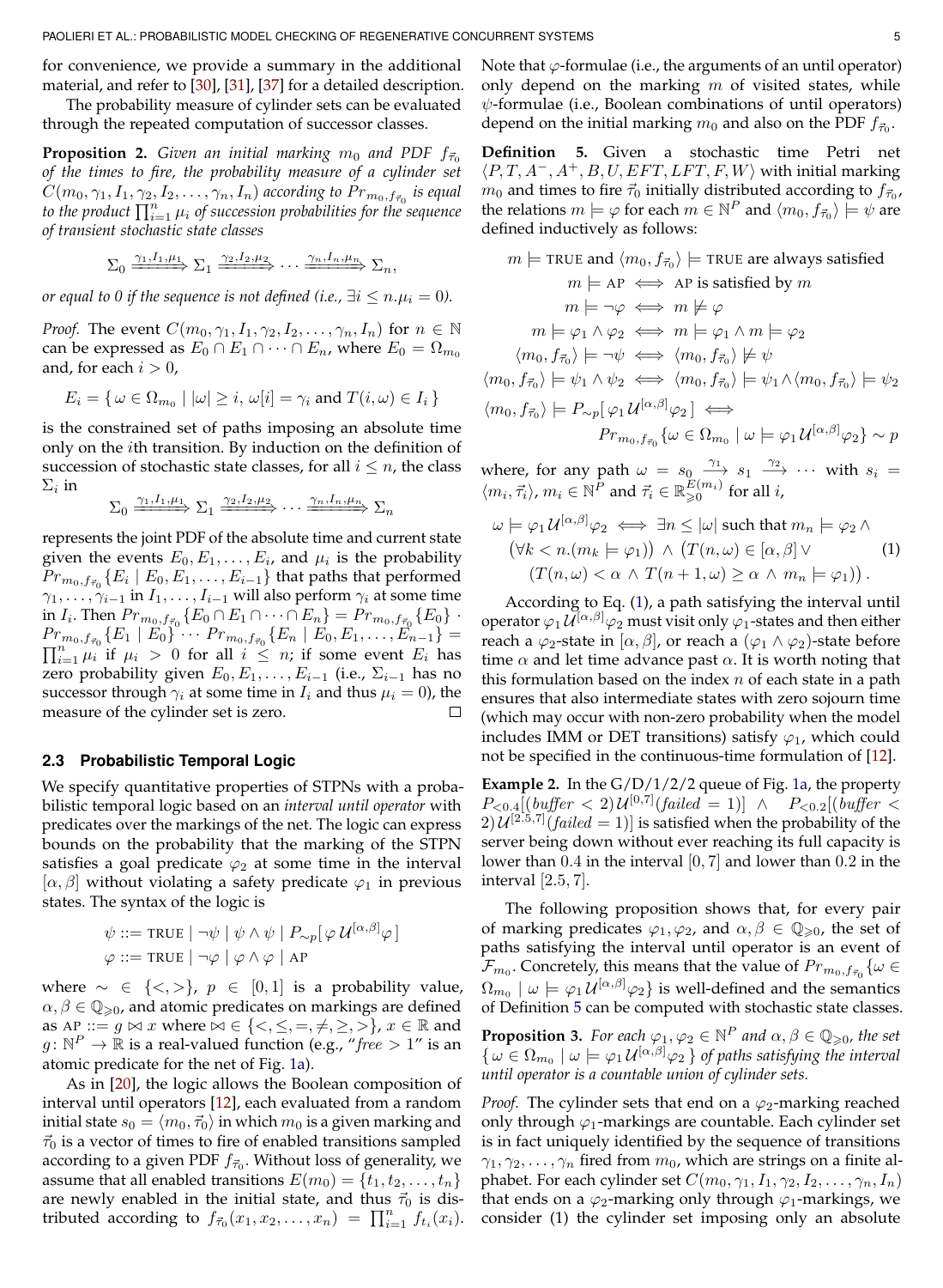for convenience, we provide a summary in the additional material, and refer to [30], [31], [37] for a detailed description.

The probability measure of cylinder sets can be evaluated through the repeated computation of successor classes.

**Proposition 2.** *Given an initial marking $m_0$ and PDF $f_{\vec{\tau}_0}$ of the times to fire, the probability measure of a cylinder set $C(m_0, \gamma_1, I_1, \gamma_2, I_2, \ldots, \gamma_n, I_n)$ according to $Pr_{m_0, f_{\vec{\tau}_0}}$ is equal to the product $\prod_{i=1}^{n} \mu_i$ of succession probabilities for the sequence of transient stochastic state classes*

$$\Sigma_0 \xrightarrow{\gamma_1, I_1, \mu_1} \Sigma_1 \xrightarrow{\gamma_2, I_2, \mu_2} \cdots \xrightarrow{\gamma_n, I_n, \mu_n} \Sigma_n,$$

*or equal to 0 if the sequence is not defined (i.e., $\exists i \leq n. \mu_i = 0$).*

*Proof.* The event $C(m_0, \gamma_1, I_1, \gamma_2, I_2, \ldots, \gamma_n, I_n)$ for $n \in \mathbb{N}$ can be expressed as $E_0 \cap E_1 \cap \cdots \cap E_n$, where $E_0 = \Omega_{m_0}$ and, for each $i > 0$,

$$E_i = \{\, \omega \in \Omega_{m_0} \mid |\omega| \geq i,\, \omega[i] = \gamma_i \text{ and } T(i, \omega) \in I_i \,\}$$

is the constrained set of paths imposing an absolute time only on the $i$th transition. By induction on the definition of succession of stochastic state classes, for all $i \leq n$, the class $\Sigma_i$ in

$$\Sigma_0 \xrightarrow{\gamma_1, I_1, \mu_1} \Sigma_1 \xrightarrow{\gamma_2, I_2, \mu_2} \cdots \xrightarrow{\gamma_n, I_n, \mu_n} \Sigma_n$$

represents the joint PDF of the absolute time and current state given the events $E_0, E_1, \ldots, E_i$, and $\mu_i$ is the probability $Pr_{m_0, f_{\vec{\tau}_0}}\{E_i \mid E_0, E_1, \ldots, E_{i-1}\}$ that paths that performed $\gamma_1, \ldots, \gamma_{i-1}$ in $I_1, \ldots, I_{i-1}$ will also perform $\gamma_i$ at some time in $I_i$. Then $Pr_{m_0, f_{\vec{\tau}_0}}\{E_0 \cap E_1 \cap \cdots \cap E_n\} = Pr_{m_0, f_{\vec{\tau}_0}}\{E_0\} \cdot Pr_{m_0, f_{\vec{\tau}_0}}\{E_1 \mid E_0\} \cdots Pr_{m_0, f_{\vec{\tau}_0}}\{E_n \mid E_0, E_1, \ldots, E_{n-1}\} = \prod_{i=1}^{n} \mu_i$ if $\mu_i > 0$ for all $i \leq n$; if some event $E_i$ has zero probability given $E_0, E_1, \ldots, E_{i-1}$ (i.e., $\Sigma_{i-1}$ has no successor through $\gamma_i$ at some time in $I_i$ and thus $\mu_i = 0$), the measure of the cylinder set is zero. □

### 2.3 Probabilistic Temporal Logic

We specify quantitative properties of STPNs with a probabilistic temporal logic based on an *interval until operator* with predicates over the markings of the net. The logic can express bounds on the probability that the marking of the STPN satisfies a goal predicate $\varphi_2$ at some time in the interval $[\alpha, \beta]$ without violating a safety predicate $\varphi_1$ in previous states. The syntax of the logic is

$$\psi ::= \text{TRUE} \mid \neg\psi \mid \psi \wedge \psi \mid P_{\sim p}[\, \varphi\, \mathcal{U}^{[\alpha,\beta]} \varphi \,]$$
$$\varphi ::= \text{TRUE} \mid \neg\varphi \mid \varphi \wedge \varphi \mid \text{AP}$$

where $\sim\, \in \{<, >\}$, $p \in [0, 1]$ is a probability value, $\alpha, \beta \in \mathbb{Q}_{\geqslant 0}$, and atomic predicates on markings are defined as $\text{AP} ::= g \bowtie x$ where $\bowtie\, \in \{<, \leq, =, \neq, \geq, >\}$, $x \in \mathbb{R}$ and $g : \mathbb{N}^P \to \mathbb{R}$ is a real-valued function (e.g., "*free* $> 1$" is an atomic predicate for the net of Fig. 1a).

As in [20], the logic allows the Boolean composition of interval until operators [12], each evaluated from a random initial state $s_0 = \langle m_0, \vec{\tau}_0 \rangle$ in which $m_0$ is a given marking and $\vec{\tau}_0$ is a vector of times to fire of enabled transitions sampled according to a given PDF $f_{\vec{\tau}_0}$. Without loss of generality, we assume that all enabled transitions $E(m_0) = \{t_1, t_2, \ldots, t_n\}$ are newly enabled in the initial state, and thus $\vec{\tau}_0$ is distributed according to $f_{\vec{\tau}_0}(x_1, x_2, \ldots, x_n) = \prod_{i=1}^{n} f_{t_i}(x_i)$.

Note that $\varphi$-formulae (i.e., the arguments of an until operator) only depend on the marking $m$ of visited states, while $\psi$-formulae (i.e., Boolean combinations of until operators) depend on the initial marking $m_0$ and also on the PDF $f_{\vec{\tau}_0}$.

**Definition 5.** Given a stochastic time Petri net $\langle P, T, A^-, A^+, B, U, EFT, LFT, F, W \rangle$ with initial marking $m_0$ and times to fire $\vec{\tau}_0$ initially distributed according to $f_{\vec{\tau}_0}$, the relations $m \models \varphi$ for each $m \in \mathbb{N}^P$ and $\langle m_0, f_{\vec{\tau}_0} \rangle \models \psi$ are defined inductively as follows:

$$m \models \text{TRUE} \text{ and } \langle m_0, f_{\vec{\tau}_0} \rangle \models \text{TRUE} \text{ are always satisfied}$$
$$m \models \text{AP} \iff \text{AP is satisfied by } m$$
$$m \models \neg\varphi \iff m \not\models \varphi$$
$$m \models \varphi_1 \wedge \varphi_2 \iff m \models \varphi_1 \wedge m \models \varphi_2$$
$$\langle m_0, f_{\vec{\tau}_0} \rangle \models \neg\psi \iff \langle m_0, f_{\vec{\tau}_0} \rangle \not\models \psi$$
$$\langle m_0, f_{\vec{\tau}_0} \rangle \models \psi_1 \wedge \psi_2 \iff \langle m_0, f_{\vec{\tau}_0} \rangle \models \psi_1 \wedge \langle m_0, f_{\vec{\tau}_0} \rangle \models \psi_2$$
$$\langle m_0, f_{\vec{\tau}_0} \rangle \models P_{\sim p}[\, \varphi_1 \mathcal{U}^{[\alpha,\beta]} \varphi_2 \,] \iff Pr_{m_0, f_{\vec{\tau}_0}}\{\omega \in \Omega_{m_0} \mid \omega \models \varphi_1 \mathcal{U}^{[\alpha,\beta]} \varphi_2\} \sim p$$

where, for any path $\omega = s_0 \xrightarrow{\gamma_1} s_1 \xrightarrow{\gamma_2} \cdots$ with $s_i = \langle m_i, \vec{\tau}_i \rangle$, $m_i \in \mathbb{N}^P$ and $\vec{\tau}_i \in \mathbb{R}_{\geqslant 0}^{E(m_i)}$ for all $i$,

$$\begin{aligned} \omega \models \varphi_1 \mathcal{U}^{[\alpha,\beta]} \varphi_2 \iff & \exists n \leq |\omega| \text{ such that } m_n \models \varphi_2 \wedge \\ & (\forall k < n. (m_k \models \varphi_1)) \wedge (T(n, \omega) \in [\alpha, \beta] \vee \\ & (T(n, \omega) < \alpha \wedge T(n+1, \omega) \geq \alpha \wedge m_n \models \varphi_1)). \end{aligned} \tag{1}$$

According to Eq. (1), a path satisfying the interval until operator $\varphi_1 \mathcal{U}^{[\alpha,\beta]} \varphi_2$ must visit only $\varphi_1$-states and then either reach a $\varphi_2$-state in $[\alpha, \beta]$, or reach a $(\varphi_1 \wedge \varphi_2)$-state before time $\alpha$ and let time advance past $\alpha$. It is worth noting that this formulation based on the index $n$ of each state in a path ensures that also intermediate states with zero sojourn time (which may occur with non-zero probability when the model includes IMM or DET transitions) satisfy $\varphi_1$, which could not be specified in the continuous-time formulation of [12].

**Example 2.** In the G/D/1/2/2 queue of Fig. 1a, the property $P_{<0.4}[(\mathit{buffer} < 2)\mathcal{U}^{[0,7]}(\mathit{failed} = 1)] \wedge P_{<0.2}[(\mathit{buffer} < 2)\mathcal{U}^{[2.5,7]}(\mathit{failed} = 1)]$ is satisfied when the probability of the server being down without ever reaching its full capacity is lower than $0.4$ in the interval $[0, 7]$ and lower than $0.2$ in the interval $[2.5, 7]$.

The following proposition shows that, for every pair of marking predicates $\varphi_1, \varphi_2$, and $\alpha, \beta \in \mathbb{Q}_{\geqslant 0}$, the set of paths satisfying the interval until operator is an event of $\mathcal{F}_{m_0}$. Concretely, this means that the value of $Pr_{m_0, f_{\vec{\tau}_0}}\{\omega \in \Omega_{m_0} \mid \omega \models \varphi_1 \mathcal{U}^{[\alpha,\beta]} \varphi_2\}$ is well-defined and the semantics of Definition 5 can be computed with stochastic state classes.

**Proposition 3.** *For each $\varphi_1, \varphi_2 \in \mathbb{N}^P$ and $\alpha, \beta \in \mathbb{Q}_{\geqslant 0}$, the set $\{\, \omega \in \Omega_{m_0} \mid \omega \models \varphi_1 \mathcal{U}^{[\alpha,\beta]} \varphi_2 \,\}$ of paths satisfying the interval until operator is a countable union of cylinder sets.*

*Proof.* The cylinder sets that end on a $\varphi_2$-marking reached only through $\varphi_1$-markings are countable. Each cylinder set is in fact uniquely identified by the sequence of transitions $\gamma_1, \gamma_2, \ldots, \gamma_n$ fired from $m_0$, which are strings on a finite alphabet. For each cylinder set $C(m_0, \gamma_1, I_1, \gamma_2, I_2, \ldots, \gamma_n, I_n)$ that ends on a $\varphi_2$-marking only through $\varphi_1$-markings, we consider (1) the cylinder set imposing only an absolute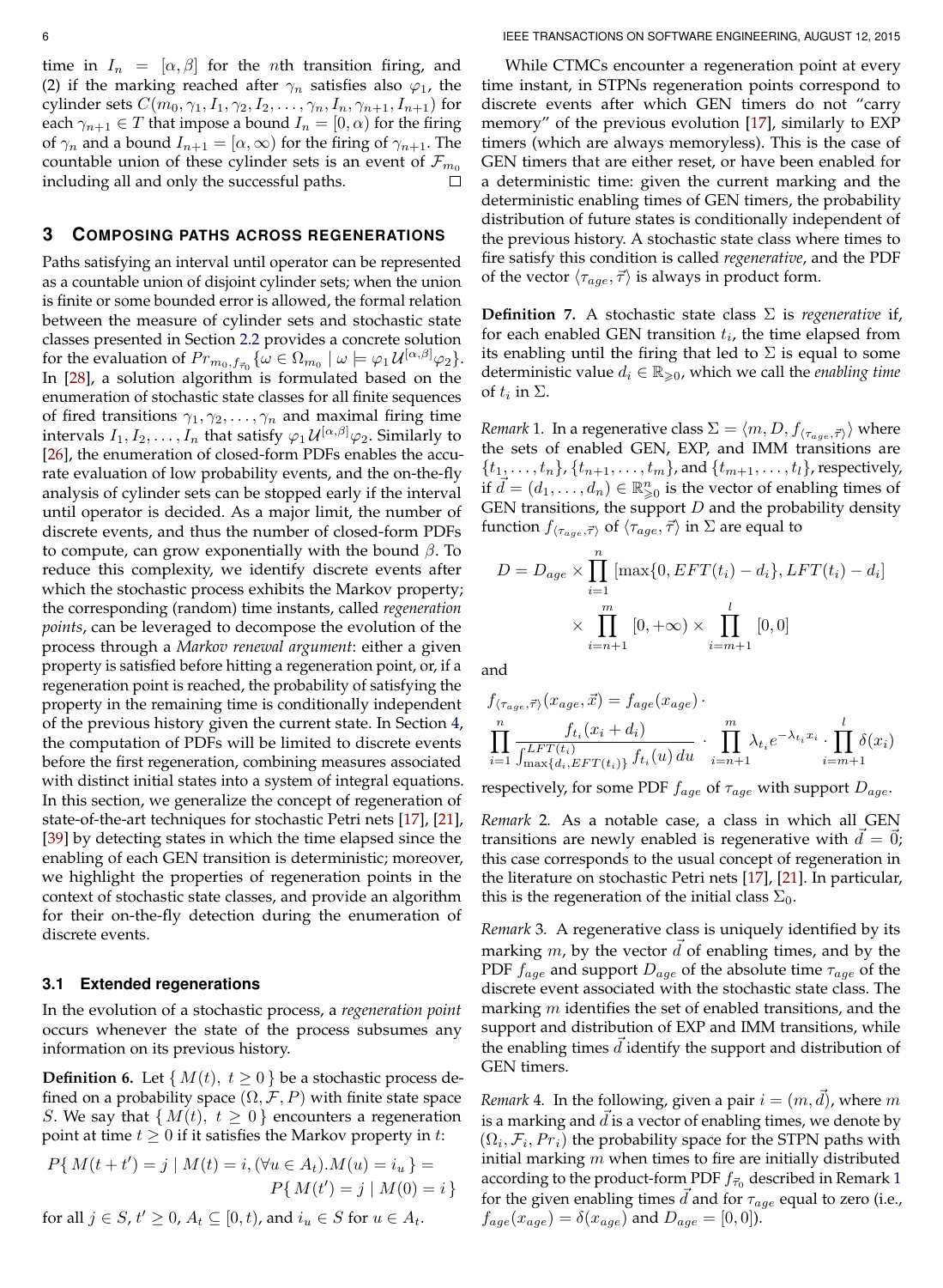time in $I_n = [\alpha, \beta]$ for the $n$th transition firing, and (2) if the marking reached after $\gamma_n$ satisfies also $\varphi_1$, the cylinder sets $C(m_0, \gamma_1, I_1, \gamma_2, I_2, \ldots, \gamma_n, I_n, \gamma_{n+1}, I_{n+1})$ for each $\gamma_{n+1} \in T$ that impose a bound $I_n = [0, \alpha)$ for the firing of $\gamma_n$ and a bound $I_{n+1} = [\alpha, \infty)$ for the firing of $\gamma_{n+1}$. The countable union of these cylinder sets is an event of $\mathcal{F}_{m_0}$ including all and only the successful paths. □

## 3 Composing paths across regenerations

Paths satisfying an interval until operator can be represented as a countable union of disjoint cylinder sets; when the union is finite or some bounded error is allowed, the formal relation between the measure of cylinder sets and stochastic state classes presented in Section 2.2 provides a concrete solution for the evaluation of $Pr_{m_0, f_{\vec{\tau}_0}}\{\omega \in \Omega_{m_0} \mid \omega \models \varphi_1 \mathcal{U}^{[\alpha,\beta]} \varphi_2\}$. In [28], a solution algorithm is formulated based on the enumeration of stochastic state classes for all finite sequences of fired transitions $\gamma_1, \gamma_2, \ldots, \gamma_n$ and maximal firing time intervals $I_1, I_2, \ldots, I_n$ that satisfy $\varphi_1 \mathcal{U}^{[\alpha,\beta]} \varphi_2$. Similarly to [26], the enumeration of closed-form PDFs enables the accurate evaluation of low probability events, and the on-the-fly analysis of cylinder sets can be stopped early if the interval until operator is decided. As a major limit, the number of discrete events, and thus the number of closed-form PDFs to compute, can grow exponentially with the bound $\beta$. To reduce this complexity, we identify discrete events after which the stochastic process exhibits the Markov property; the corresponding (random) time instants, called *regeneration points*, can be leveraged to decompose the evolution of the process through a *Markov renewal argument*: either a given property is satisfied before hitting a regeneration point, or, if a regeneration point is reached, the probability of satisfying the property in the remaining time is conditionally independent of the previous history given the current state. In Section 4, the computation of PDFs will be limited to discrete events before the first regeneration, combining measures associated with distinct initial states into a system of integral equations. In this section, we generalize the concept of regeneration of state-of-the-art techniques for stochastic Petri nets [17], [21], [39] by detecting states in which the time elapsed since the enabling of each GEN transition is deterministic; moreover, we highlight the properties of regeneration points in the context of stochastic state classes, and provide an algorithm for their on-the-fly detection during the enumeration of discrete events.

### 3.1 Extended regenerations

In the evolution of a stochastic process, a *regeneration point* occurs whenever the state of the process subsumes any information on its previous history.

**Definition 6.** Let $\{ M(t),\ t \geq 0 \}$ be a stochastic process defined on a probability space $(\Omega, \mathcal{F}, P)$ with finite state space $S$. We say that $\{ M(t),\ t \geq 0 \}$ encounters a regeneration point at time $t \geq 0$ if it satisfies the Markov property in $t$:

$$P\{ M(t+t') = j \mid M(t) = i, (\forall u \in A_t).M(u) = i_u \} = P\{ M(t') = j \mid M(0) = i \}$$

for all $j \in S$, $t' \geq 0$, $A_t \subseteq [0, t)$, and $i_u \in S$ for $u \in A_t$.

While CTMCs encounter a regeneration point at every time instant, in STPNs regeneration points correspond to discrete events after which GEN timers do not "carry memory" of the previous evolution [17], similarly to EXP timers (which are always memoryless). This is the case of GEN timers that are either reset, or have been enabled for a deterministic time: given the current marking and the deterministic enabling times of GEN timers, the probability distribution of future states is conditionally independent of the previous history. A stochastic state class where times to fire satisfy this condition is called *regenerative*, and the PDF of the vector $\langle \tau_{age}, \vec{\tau} \rangle$ is always in product form.

**Definition 7.** A stochastic state class $\Sigma$ is *regenerative* if, for each enabled GEN transition $t_i$, the time elapsed from its enabling until the firing that led to $\Sigma$ is equal to some deterministic value $d_i \in \mathbb{R}_{\geqslant 0}$, which we call the *enabling time* of $t_i$ in $\Sigma$.

*Remark* 1. In a regenerative class $\Sigma = \langle m, D, f_{\langle \tau_{age}, \vec{\tau} \rangle} \rangle$ where the sets of enabled GEN, EXP, and IMM transitions are $\{t_1, \ldots, t_n\}$, $\{t_{n+1}, \ldots, t_m\}$, and $\{t_{m+1}, \ldots, t_l\}$, respectively, if $\vec{d} = (d_1, \ldots, d_n) \in \mathbb{R}^n_{\geqslant 0}$ is the vector of enabling times of GEN transitions, the support $D$ and the probability density function $f_{\langle \tau_{age}, \vec{\tau} \rangle}$ of $\langle \tau_{age}, \vec{\tau} \rangle$ in $\Sigma$ are equal to

$$D = D_{age} \times \prod_{i=1}^{n} [\max\{0, EFT(t_i) - d_i\}, LFT(t_i) - d_i] \times \prod_{i=n+1}^{m} [0, +\infty) \times \prod_{i=m+1}^{l} [0, 0]$$

and

$$f_{\langle \tau_{age}, \vec{\tau} \rangle}(x_{age}, \vec{x}) = f_{age}(x_{age}) \cdot \prod_{i=1}^{n} \frac{f_{t_i}(x_i + d_i)}{\int_{\max\{d_i, EFT(t_i)\}}^{LFT(t_i)} f_{t_i}(u)\, du} \cdot \prod_{i=n+1}^{m} \lambda_{t_i} e^{-\lambda_{t_i} x_i} \cdot \prod_{i=m+1}^{l} \delta(x_i)$$

respectively, for some PDF $f_{age}$ of $\tau_{age}$ with support $D_{age}$.

*Remark* 2. As a notable case, a class in which all GEN transitions are newly enabled is regenerative with $\vec{d} = \vec{0}$; this case corresponds to the usual concept of regeneration in the literature on stochastic Petri nets [17], [21]. In particular, this is the regeneration of the initial class $\Sigma_0$.

*Remark* 3. A regenerative class is uniquely identified by its marking $m$, by the vector $\vec{d}$ of enabling times, and by the PDF $f_{age}$ and support $D_{age}$ of the absolute time $\tau_{age}$ of the discrete event associated with the stochastic state class. The marking $m$ identifies the set of enabled transitions, and the support and distribution of EXP and IMM transitions, while the enabling times $\vec{d}$ identify the support and distribution of GEN timers.

*Remark* 4. In the following, given a pair $i = (m, \vec{d})$, where $m$ is a marking and $\vec{d}$ is a vector of enabling times, we denote by $(\Omega_i, \mathcal{F}_i, Pr_i)$ the probability space for the STPN paths with initial marking $m$ when times to fire are initially distributed according to the product-form PDF $f_{\vec{\tau}_0}$ described in Remark 1 for the given enabling times $\vec{d}$ and for $\tau_{age}$ equal to zero (i.e., $f_{age}(x_{age}) = \delta(x_{age})$ and $D_{age} = [0, 0]$).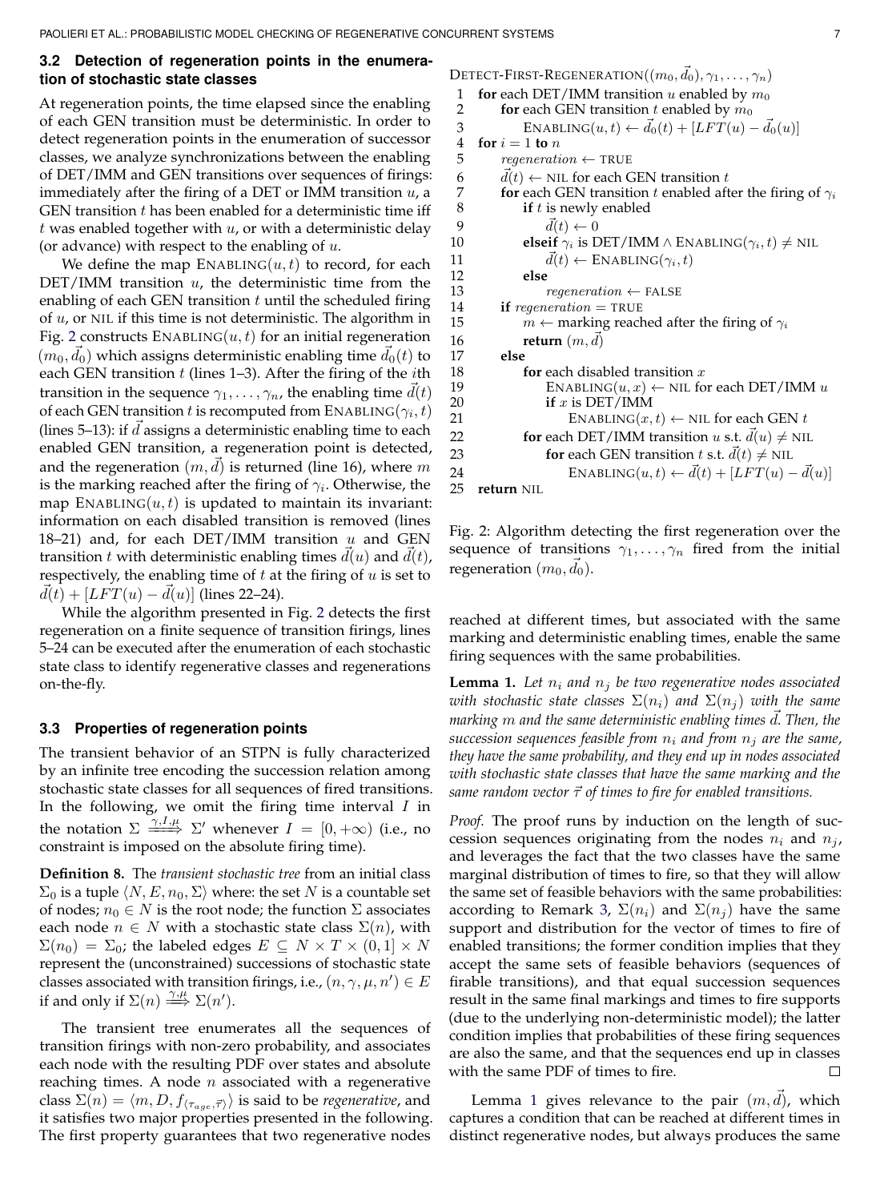### 3.2 Detection of regeneration points in the enumeration of stochastic state classes

At regeneration points, the time elapsed since the enabling of each GEN transition must be deterministic. In order to detect regeneration points in the enumeration of successor classes, we analyze synchronizations between the enabling of DET/IMM and GEN transitions over sequences of firings: immediately after the firing of a DET or IMM transition $u$, a GEN transition $t$ has been enabled for a deterministic time iff $t$ was enabled together with $u$, or with a deterministic delay (or advance) with respect to the enabling of $u$.

We define the map $\text{ENABLING}(u, t)$ to record, for each DET/IMM transition $u$, the deterministic time from the enabling of each GEN transition $t$ until the scheduled firing of $u$, or NIL if this time is not deterministic. The algorithm in Fig. 2 constructs $\text{ENABLING}(u, t)$ for an initial regeneration $(m_0, \vec{d}_0)$ which assigns deterministic enabling time $\vec{d}_0(t)$ to each GEN transition $t$ (lines 1–3). After the firing of the $i$th transition in the sequence $\gamma_1, \ldots, \gamma_n$, the enabling time $\vec{d}(t)$ of each GEN transition $t$ is recomputed from $\text{ENABLING}(\gamma_i, t)$ (lines 5–13): if $\vec{d}$ assigns a deterministic enabling time to each enabled GEN transition, a regeneration point is detected, and the regeneration $(m, \vec{d})$ is returned (line 16), where $m$ is the marking reached after the firing of $\gamma_i$. Otherwise, the map $\text{ENABLING}(u, t)$ is updated to maintain its invariant: information on each disabled transition is removed (lines 18–21) and, for each DET/IMM transition $u$ and GEN transition $t$ with deterministic enabling times $\vec{d}(u)$ and $\vec{d}(t)$, respectively, the enabling time of $t$ at the firing of $u$ is set to $\vec{d}(t) + [LFT(u) - \vec{d}(u)]$ (lines 22–24).

While the algorithm presented in Fig. 2 detects the first regeneration on a finite sequence of transition firings, lines 5–24 can be executed after the enumeration of each stochastic state class to identify regenerative classes and regenerations on-the-fly.

```
DETECT-FIRST-REGENERATION((m_0, d_0), γ_1, ..., γ_n)
 1  for each DET/IMM transition u enabled by m_0
 2      for each GEN transition t enabled by m_0
 3          ENABLING(u, t) ← d_0(t) + [LFT(u) − d_0(u)]
 4  for i = 1 to n
 5      regeneration ← TRUE
 6      d(t) ← NIL for each GEN transition t
 7      for each GEN transition t enabled after the firing of γ_i
 8          if t is newly enabled
 9              d(t) ← 0
10          elseif γ_i is DET/IMM ∧ ENABLING(γ_i, t) ≠ NIL
11              d(t) ← ENABLING(γ_i, t)
12          else
13              regeneration ← FALSE
14      if regeneration = TRUE
15          m ← marking reached after the firing of γ_i
16          return (m, d)
17      else
18          for each disabled transition x
19              ENABLING(u, x) ← NIL for each DET/IMM u
20              if x is DET/IMM
21                  ENABLING(x, t) ← NIL for each GEN t
22          for each DET/IMM transition u s.t. d(u) ≠ NIL
23              for each GEN transition t s.t. d(t) ≠ NIL
24                  ENABLING(u, t) ← d(t) + [LFT(u) − d(u)]
25  return NIL
```

Fig. 2: Algorithm detecting the first regeneration over the sequence of transitions $\gamma_1, \ldots, \gamma_n$ fired from the initial regeneration $(m_0, \vec{d}_0)$.

### 3.3 Properties of regeneration points

The transient behavior of an STPN is fully characterized by an infinite tree encoding the succession relation among stochastic state classes for all sequences of fired transitions. In the following, we omit the firing time interval $I$ in the notation $\Sigma \overset{\gamma, I, \mu}{\Longrightarrow} \Sigma'$ whenever $I = [0, +\infty)$ (i.e., no constraint is imposed on the absolute firing time).

**Definition 8.** The *transient stochastic tree* from an initial class $\Sigma_0$ is a tuple $\langle N, E, n_0, \Sigma \rangle$ where: the set $N$ is a countable set of nodes; $n_0 \in N$ is the root node; the function $\Sigma$ associates each node $n \in N$ with a stochastic state class $\Sigma(n)$, with $\Sigma(n_0) = \Sigma_0$; the labeled edges $E \subseteq N \times T \times (0, 1] \times N$ represent the (unconstrained) successions of stochastic state classes associated with transition firings, i.e., $(n, \gamma, \mu, n') \in E$ if and only if $\Sigma(n) \overset{\gamma, \mu}{\Longrightarrow} \Sigma(n')$.

The transient tree enumerates all the sequences of transition firings with non-zero probability, and associates each node with the resulting PDF over states and absolute reaching times. A node $n$ associated with a regenerative class $\Sigma(n) = \langle m, D, f_{\langle \tau_{age}, \vec{\tau} \rangle} \rangle$ is said to be *regenerative*, and it satisfies two major properties presented in the following. The first property guarantees that two regenerative nodes reached at different times, but associated with the same marking and deterministic enabling times, enable the same firing sequences with the same probabilities.

**Lemma 1.** *Let $n_i$ and $n_j$ be two regenerative nodes associated with stochastic state classes $\Sigma(n_i)$ and $\Sigma(n_j)$ with the same marking $m$ and the same deterministic enabling times $\vec{d}$. Then, the succession sequences feasible from $n_i$ and from $n_j$ are the same, they have the same probability, and they end up in nodes associated with stochastic state classes that have the same marking and the same random vector $\vec{\tau}$ of times to fire for enabled transitions.*

*Proof.* The proof runs by induction on the length of succession sequences originating from the nodes $n_i$ and $n_j$, and leverages the fact that the two classes have the same marginal distribution of times to fire, so that they will allow the same set of feasible behaviors with the same probabilities: according to Remark 3, $\Sigma(n_i)$ and $\Sigma(n_j)$ have the same support and distribution for the vector of times to fire of enabled transitions; the former condition implies that they accept the same sets of feasible behaviors (sequences of firable transitions), and that equal succession sequences result in the same final markings and times to fire supports (due to the underlying non-deterministic model); the latter condition implies that probabilities of these firing sequences are also the same, and that the sequences end up in classes with the same PDF of times to fire. □

Lemma 1 gives relevance to the pair $(m, \vec{d})$, which captures a condition that can be reached at different times in distinct regenerative nodes, but always produces the same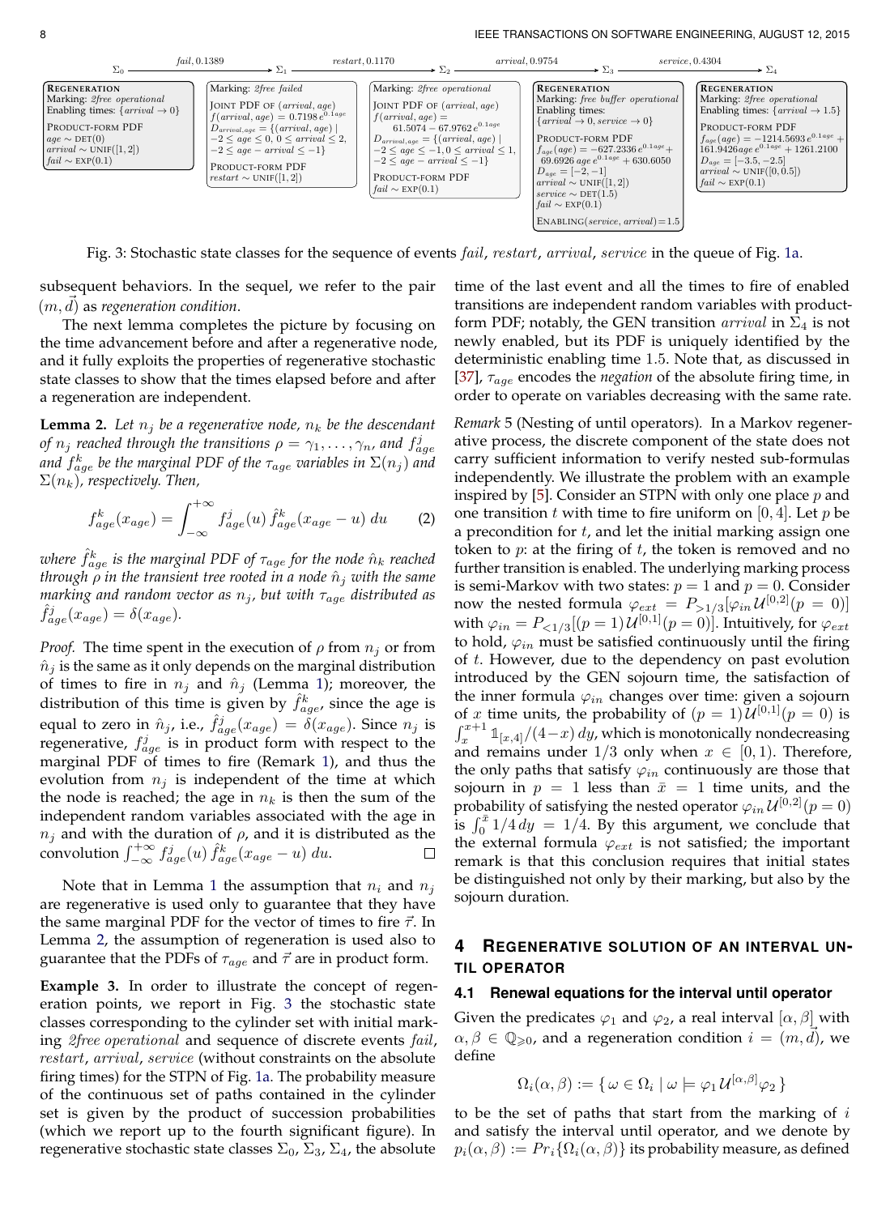$\Sigma_0 \xrightarrow{fail,\, 0.1389} \Sigma_1 \xrightarrow{restart,\, 0.1170} \Sigma_2 \xrightarrow{arrival,\, 0.9754} \Sigma_3 \xrightarrow{service,\, 0.4304} \Sigma_4$

| $\Sigma_0$ | $\Sigma_1$ | $\Sigma_2$ | $\Sigma_3$ | $\Sigma_4$ |
|---|---|---|---|---|
| REGENERATION<br>Marking: *2free operational*<br>Enabling times: $\{arrival \to 0\}$<br>PRODUCT-FORM PDF<br>$age \sim \text{DET}(0)$<br>$arrival \sim \text{UNIF}([1,2])$<br>$fail \sim \text{EXP}(0.1)$ | Marking: *2free failed*<br>JOINT PDF OF $(arrival, age)$<br>$f(arrival, age) = 0.7198\, e^{0.1age}$<br>$D_{arrival,age} = \{(arrival, age) \mid -2 \le age \le 0,\ 0 \le arrival \le 2,\ -2 \le age - arrival \le -1\}$<br>PRODUCT-FORM PDF<br>$restart \sim \text{UNIF}([1,2])$ | Marking: *2free operational*<br>JOINT PDF OF $(arrival, age)$<br>$f(arrival, age) = 61.5074 - 67.9762\, e^{0.1age}$<br>$D_{arrival,age} = \{(arrival, age) \mid -2 \le age \le -1,\ 0 \le arrival \le 1,\ -2 \le age - arrival \le -1\}$<br>PRODUCT-FORM PDF<br>$fail \sim \text{EXP}(0.1)$ | REGENERATION<br>Marking: *free buffer operational*<br>Enabling times: $\{arrival \to 0, service \to 0\}$<br>PRODUCT-FORM PDF<br>$f_{age}(age) = -627.2336\, e^{0.1age} + 69.6926\, age\, e^{0.1age} + 630.6050$<br>$D_{age} = [-2, -1]$<br>$arrival \sim \text{UNIF}([1,2])$<br>$service \sim \text{DET}(1.5)$<br>$fail \sim \text{EXP}(0.1)$<br>ENABLING$(service, arrival) = 1.5$ | REGENERATION<br>Marking: *2free operational*<br>Enabling times: $\{arrival \to 1.5\}$<br>PRODUCT-FORM PDF<br>$f_{age}(age) = -1214.5693\, e^{0.1age} + 161.9426\, age\, e^{0.1age} + 1261.2100$<br>$D_{age} = [-3.5, -2.5]$<br>$arrival \sim \text{UNIF}([0, 0.5])$<br>$fail \sim \text{EXP}(0.1)$ |

Fig. 3: Stochastic state classes for the sequence of events *fail*, *restart*, *arrival*, *service* in the queue of Fig. 1a.

subsequent behaviors. In the sequel, we refer to the pair $(m, \vec{d})$ as *regeneration condition*.

The next lemma completes the picture by focusing on the time advancement before and after a regenerative node, and it fully exploits the properties of regenerative stochastic state classes to show that the times elapsed before and after a regeneration are independent.

**Lemma 2.** *Let $n_j$ be a regenerative node, $n_k$ be the descendant of $n_j$ reached through the transitions $\rho = \gamma_1, \ldots, \gamma_n$, and $f^j_{age}$ and $f^k_{age}$ be the marginal PDF of the $\tau_{age}$ variables in $\Sigma(n_j)$ and $\Sigma(n_k)$, respectively. Then,*

$$f^k_{age}(x_{age}) = \int_{-\infty}^{+\infty} f^j_{age}(u)\, \hat{f}^k_{age}(x_{age} - u)\, du \qquad (2)$$

*where $\hat{f}^k_{age}$ is the marginal PDF of $\tau_{age}$ for the node $\hat{n}_k$ reached through $\rho$ in the transient tree rooted in a node $\hat{n}_j$ with the same marking and random vector as $n_j$, but with $\tau_{age}$ distributed as $\hat{f}^j_{age}(x_{age}) = \delta(x_{age})$.*

*Proof.* The time spent in the execution of $\rho$ from $n_j$ or from $\hat{n}_j$ is the same as it only depends on the marginal distribution of times to fire in $n_j$ and $\hat{n}_j$ (Lemma 1); moreover, the distribution of this time is given by $\hat{f}^k_{age}$, since the age is equal to zero in $\hat{n}_j$, i.e., $\hat{f}^j_{age}(x_{age}) = \delta(x_{age})$. Since $n_j$ is regenerative, $f^j_{age}$ is in product form with respect to the marginal PDF of times to fire (Remark 1), and thus the evolution from $n_j$ is independent of the time at which the node is reached; the age in $n_k$ is then the sum of the independent random variables associated with the age in $n_j$ and with the duration of $\rho$, and it is distributed as the convolution $\int_{-\infty}^{+\infty} f^j_{age}(u)\, \hat{f}^k_{age}(x_{age} - u)\, du$. □

Note that in Lemma 1 the assumption that $n_i$ and $n_j$ are regenerative is used only to guarantee that they have the same marginal PDF for the vector of times to fire $\vec{\tau}$. In Lemma 2, the assumption of regeneration is used also to guarantee that the PDFs of $\tau_{age}$ and $\vec{\tau}$ are in product form.

**Example 3.** In order to illustrate the concept of regeneration points, we report in Fig. 3 the stochastic state classes corresponding to the cylinder set with initial marking *2free operational* and sequence of discrete events *fail*, *restart*, *arrival*, *service* (without constraints on the absolute firing times) for the STPN of Fig. 1a. The probability measure of the continuous set of paths contained in the cylinder set is given by the product of succession probabilities (which we report up to the fourth significant figure). In regenerative stochastic state classes $\Sigma_0$, $\Sigma_3$, $\Sigma_4$, the absolute time of the last event and all the times to fire of enabled transitions are independent random variables with product-form PDF; notably, the GEN transition *arrival* in $\Sigma_4$ is not newly enabled, but its PDF is uniquely identified by the deterministic enabling time 1.5. Note that, as discussed in [37], $\tau_{age}$ encodes the *negation* of the absolute firing time, in order to operate on variables decreasing with the same rate.

*Remark* 5 (Nesting of until operators). In a Markov regenerative process, the discrete component of the state does not carry sufficient information to verify nested sub-formulas independently. We illustrate the problem with an example inspired by [5]. Consider an STPN with only one place $p$ and one transition $t$ with time to fire uniform on $[0, 4]$. Let $p$ be a precondition for $t$, and let the initial marking assign one token to $p$: at the firing of $t$, the token is removed and no further transition is enabled. The underlying marking process is semi-Markov with two states: $p = 1$ and $p = 0$. Consider now the nested formula $\varphi_{ext} = P_{>1/3}[\varphi_{in}\, \mathcal{U}^{[0,2]}(p = 0)]$ with $\varphi_{in} = P_{<1/3}[(p = 1)\, \mathcal{U}^{[0,1]}(p = 0)]$. Intuitively, for $\varphi_{ext}$ to hold, $\varphi_{in}$ must be satisfied continuously until the firing of $t$. However, due to the dependency on past evolution introduced by the GEN sojourn time, the satisfaction of the inner formula $\varphi_{in}$ changes over time: given a sojourn of $x$ time units, the probability of $(p = 1)\, \mathcal{U}^{[0,1]}(p = 0)$ is $\int_x^{x+1} \mathbb{1}_{[x,4]}/(4-x)\, dy$, which is monotonically nondecreasing and remains under $1/3$ only when $x \in [0, 1)$. Therefore, the only paths that satisfy $\varphi_{in}$ continuously are those that sojourn in $p = 1$ less than $\bar{x} = 1$ time units, and the probability of satisfying the nested operator $\varphi_{in}\, \mathcal{U}^{[0,2]}(p = 0)$ is $\int_0^{\bar{x}} 1/4\, dy = 1/4$. By this argument, we conclude that the external formula $\varphi_{ext}$ is not satisfied; the important remark is that this conclusion requires that initial states be distinguished not only by their marking, but also by the sojourn duration.

## 4 Regenerative Solution of an Interval Until Operator

### 4.1 Renewal equations for the interval until operator

Given the predicates $\varphi_1$ and $\varphi_2$, a real interval $[\alpha, \beta]$ with $\alpha, \beta \in \mathbb{Q}_{\geqslant 0}$, and a regeneration condition $i = (m, \vec{d})$, we define

$$\Omega_i(\alpha, \beta) := \{\, \omega \in \Omega_i \mid \omega \models \varphi_1\, \mathcal{U}^{[\alpha,\beta]} \varphi_2 \,\}$$

to be the set of paths that start from the marking of $i$ and satisfy the interval until operator, and we denote by $p_i(\alpha, \beta) := Pr_i\{\Omega_i(\alpha, \beta)\}$ its probability measure, as defined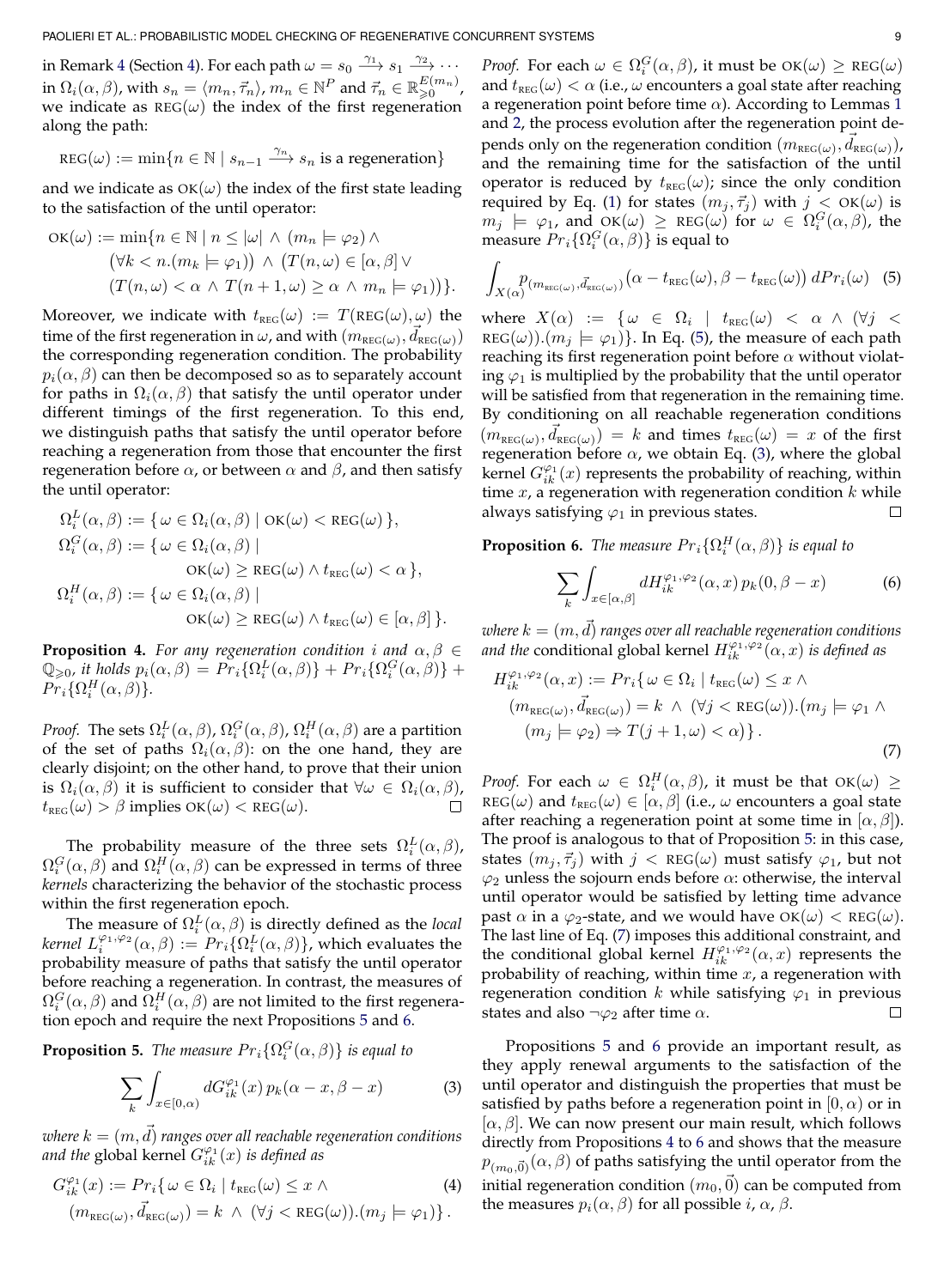in Remark 4 (Section 4). For each path $\omega = s_0 \xrightarrow{\gamma_1} s_1 \xrightarrow{\gamma_2} \cdots$ in $\Omega_i(\alpha,\beta)$, with $s_n = \langle m_n, \vec{\tau}_n \rangle$, $m_n \in \mathbb{N}^P$ and $\vec{\tau}_n \in \mathbb{R}^{E(m_n)}_{\geqslant 0}$, we indicate as $\text{REG}(\omega)$ the index of the first regeneration along the path:

$$\text{REG}(\omega) := \min\{n \in \mathbb{N} \mid s_{n-1} \xrightarrow{\gamma_n} s_n \text{ is a regeneration}\}$$

and we indicate as $\text{OK}(\omega)$ the index of the first state leading to the satisfaction of the until operator:

$$\begin{aligned}\text{OK}(\omega) := \min\{&n \in \mathbb{N} \mid n \leq |\omega| \wedge (m_n \models \varphi_2) \wedge \\ &(\forall k < n.(m_k \models \varphi_1)) \wedge (T(n,\omega) \in [\alpha,\beta] \vee \\ &(T(n,\omega) < \alpha \wedge T(n+1,\omega) \geq \alpha \wedge m_n \models \varphi_1))\}.\end{aligned}$$

Moreover, we indicate with $t_{\text{REG}}(\omega) := T(\text{REG}(\omega),\omega)$ the time of the first regeneration in $\omega$, and with $(m_{\text{REG}(\omega)}, \vec{d}_{\text{REG}(\omega)})$ the corresponding regeneration condition. The probability $p_i(\alpha,\beta)$ can then be decomposed so as to separately account for paths in $\Omega_i(\alpha,\beta)$ that satisfy the until operator under different timings of the first regeneration. To this end, we distinguish paths that satisfy the until operator before reaching a regeneration from those that encounter the first regeneration before $\alpha$, or between $\alpha$ and $\beta$, and then satisfy the until operator:

$$\begin{aligned}\Omega_i^L(\alpha,\beta) &:= \{\, \omega \in \Omega_i(\alpha,\beta) \mid \text{OK}(\omega) < \text{REG}(\omega) \,\}, \\ \Omega_i^G(\alpha,\beta) &:= \{\, \omega \in \Omega_i(\alpha,\beta) \mid \\ &\qquad \text{OK}(\omega) \geq \text{REG}(\omega) \wedge t_{\text{REG}}(\omega) < \alpha \,\}, \\ \Omega_i^H(\alpha,\beta) &:= \{\, \omega \in \Omega_i(\alpha,\beta) \mid \\ &\qquad \text{OK}(\omega) \geq \text{REG}(\omega) \wedge t_{\text{REG}}(\omega) \in [\alpha,\beta] \,\}.\end{aligned}$$

**Proposition 4.** *For any regeneration condition $i$ and $\alpha,\beta \in \mathbb{Q}_{\geqslant 0}$, it holds $p_i(\alpha,\beta) = Pr_i\{\Omega_i^L(\alpha,\beta)\} + Pr_i\{\Omega_i^G(\alpha,\beta)\} + Pr_i\{\Omega_i^H(\alpha,\beta)\}$.*

*Proof.* The sets $\Omega_i^L(\alpha,\beta)$, $\Omega_i^G(\alpha,\beta)$, $\Omega_i^H(\alpha,\beta)$ are a partition of the set of paths $\Omega_i(\alpha,\beta)$: on the one hand, they are clearly disjoint; on the other hand, to prove that their union is $\Omega_i(\alpha,\beta)$ it is sufficient to consider that $\forall \omega \in \Omega_i(\alpha,\beta)$, $t_{\text{REG}}(\omega) > \beta$ implies $\text{OK}(\omega) < \text{REG}(\omega)$. □

The probability measure of the three sets $\Omega_i^L(\alpha,\beta)$, $\Omega_i^G(\alpha,\beta)$ and $\Omega_i^H(\alpha,\beta)$ can be expressed in terms of three *kernels* characterizing the behavior of the stochastic process within the first regeneration epoch.

The measure of $\Omega_i^L(\alpha,\beta)$ is directly defined as the *local kernel* $L_i^{\varphi_1,\varphi_2}(\alpha,\beta) := Pr_i\{\Omega_i^L(\alpha,\beta)\}$, which evaluates the probability measure of paths that satisfy the until operator before reaching a regeneration. In contrast, the measures of $\Omega_i^G(\alpha,\beta)$ and $\Omega_i^H(\alpha,\beta)$ are not limited to the first regeneration epoch and require the next Propositions 5 and 6.

**Proposition 5.** *The measure $Pr_i\{\Omega_i^G(\alpha,\beta)\}$ is equal to*

$$\sum_k \int_{x\in[0,\alpha)} dG_{ik}^{\varphi_1}(x)\, p_k(\alpha - x, \beta - x) \tag{3}$$

*where $k = (m, \vec{d})$ ranges over all reachable regeneration conditions and the* global kernel $G_{ik}^{\varphi_1}(x)$ *is defined as*

$$\begin{aligned}G_{ik}^{\varphi_1}(x) := Pr_i\{\, &\omega \in \Omega_i \mid t_{\text{REG}}(\omega) \leq x \wedge \\ &(m_{\text{REG}(\omega)}, \vec{d}_{\text{REG}(\omega)}) = k \wedge (\forall j < \text{REG}(\omega)).(m_j \models \varphi_1)\}\,.\end{aligned} \tag{4}$$

*Proof.* For each $\omega \in \Omega_i^G(\alpha,\beta)$, it must be $\text{OK}(\omega) \geq \text{REG}(\omega)$ and $t_{\text{REG}}(\omega) < \alpha$ (i.e., $\omega$ encounters a goal state after reaching a regeneration point before time $\alpha$). According to Lemmas 1 and 2, the process evolution after the regeneration point depends only on the regeneration condition $(m_{\text{REG}(\omega)}, \vec{d}_{\text{REG}(\omega)})$, and the remaining time for the satisfaction of the until operator is reduced by $t_{\text{REG}}(\omega)$; since the only condition required by Eq. (1) for states $(m_j, \vec{\tau}_j)$ with $j < \text{OK}(\omega)$ is $m_j \models \varphi_1$, and $\text{OK}(\omega) \geq \text{REG}(\omega)$ for $\omega \in \Omega_i^G(\alpha,\beta)$, the measure $Pr_i\{\Omega_i^G(\alpha,\beta)\}$ is equal to

$$\int_{X(\alpha)} p_{(m_{\text{REG}(\omega)}, \vec{d}_{\text{REG}(\omega)})}\big(\alpha - t_{\text{REG}}(\omega), \beta - t_{\text{REG}}(\omega)\big)\, dPr_i(\omega) \tag{5}$$

where $X(\alpha) := \{\omega \in \Omega_i \mid t_{\text{REG}}(\omega) < \alpha \wedge (\forall j < \text{REG}(\omega)).(m_j \models \varphi_1)\}$. In Eq. (5), the measure of each path reaching its first regeneration point before $\alpha$ without violating $\varphi_1$ is multiplied by the probability that the until operator will be satisfied from that regeneration in the remaining time. By conditioning on all reachable regeneration conditions $(m_{\text{REG}(\omega)}, \vec{d}_{\text{REG}(\omega)}) = k$ and times $t_{\text{REG}}(\omega) = x$ of the first regeneration before $\alpha$, we obtain Eq. (3), where the global kernel $G_{ik}^{\varphi_1}(x)$ represents the probability of reaching, within time $x$, a regeneration with regeneration condition $k$ while always satisfying $\varphi_1$ in previous states. □

**Proposition 6.** *The measure $Pr_i\{\Omega_i^H(\alpha,\beta)\}$ is equal to*

$$\sum_k \int_{x\in[\alpha,\beta]} dH_{ik}^{\varphi_1,\varphi_2}(\alpha, x)\, p_k(0, \beta - x) \tag{6}$$

*where $k = (m, \vec{d})$ ranges over all reachable regeneration conditions and the* conditional global kernel $H_{ik}^{\varphi_1,\varphi_2}(\alpha, x)$ *is defined as*

$$\begin{aligned}H_{ik}^{\varphi_1,\varphi_2}(\alpha, x) := Pr_i\{\, &\omega \in \Omega_i \mid t_{\text{REG}}(\omega) \leq x \wedge \\ &(m_{\text{REG}(\omega)}, \vec{d}_{\text{REG}(\omega)}) = k \wedge (\forall j < \text{REG}(\omega)).(m_j \models \varphi_1 \wedge \\ &(m_j \models \varphi_2) \Rightarrow T(j+1,\omega) < \alpha)\}\,.\end{aligned} \tag{7}$$

*Proof.* For each $\omega \in \Omega_i^H(\alpha,\beta)$, it must be that $\text{OK}(\omega) \geq \text{REG}(\omega)$ and $t_{\text{REG}}(\omega) \in [\alpha,\beta]$ (i.e., $\omega$ encounters a goal state after reaching a regeneration point at some time in $[\alpha,\beta]$). The proof is analogous to that of Proposition 5: in this case, states $(m_j, \vec{\tau}_j)$ with $j < \text{REG}(\omega)$ must satisfy $\varphi_1$, but not $\varphi_2$ unless the sojourn ends before $\alpha$: otherwise, the interval until operator would be satisfied by letting time advance past $\alpha$ in a $\varphi_2$-state, and we would have $\text{OK}(\omega) < \text{REG}(\omega)$. The last line of Eq. (7) imposes this additional constraint, and the conditional global kernel $H_{ik}^{\varphi_1,\varphi_2}(\alpha, x)$ represents the probability of reaching, within time $x$, a regeneration with regeneration condition $k$ while satisfying $\varphi_1$ in previous states and also $\neg\varphi_2$ after time $\alpha$. □

Propositions 5 and 6 provide an important result, as they apply renewal arguments to the satisfaction of the until operator and distinguish the properties that must be satisfied by paths before a regeneration point in $[0,\alpha)$ or in $[\alpha,\beta]$. We can now present our main result, which follows directly from Propositions 4 to 6 and shows that the measure $p_{(m_0,\vec{0})}(\alpha,\beta)$ of paths satisfying the until operator from the initial regeneration condition $(m_0, \vec{0})$ can be computed from the measures $p_i(\alpha,\beta)$ for all possible $i$, $\alpha$, $\beta$.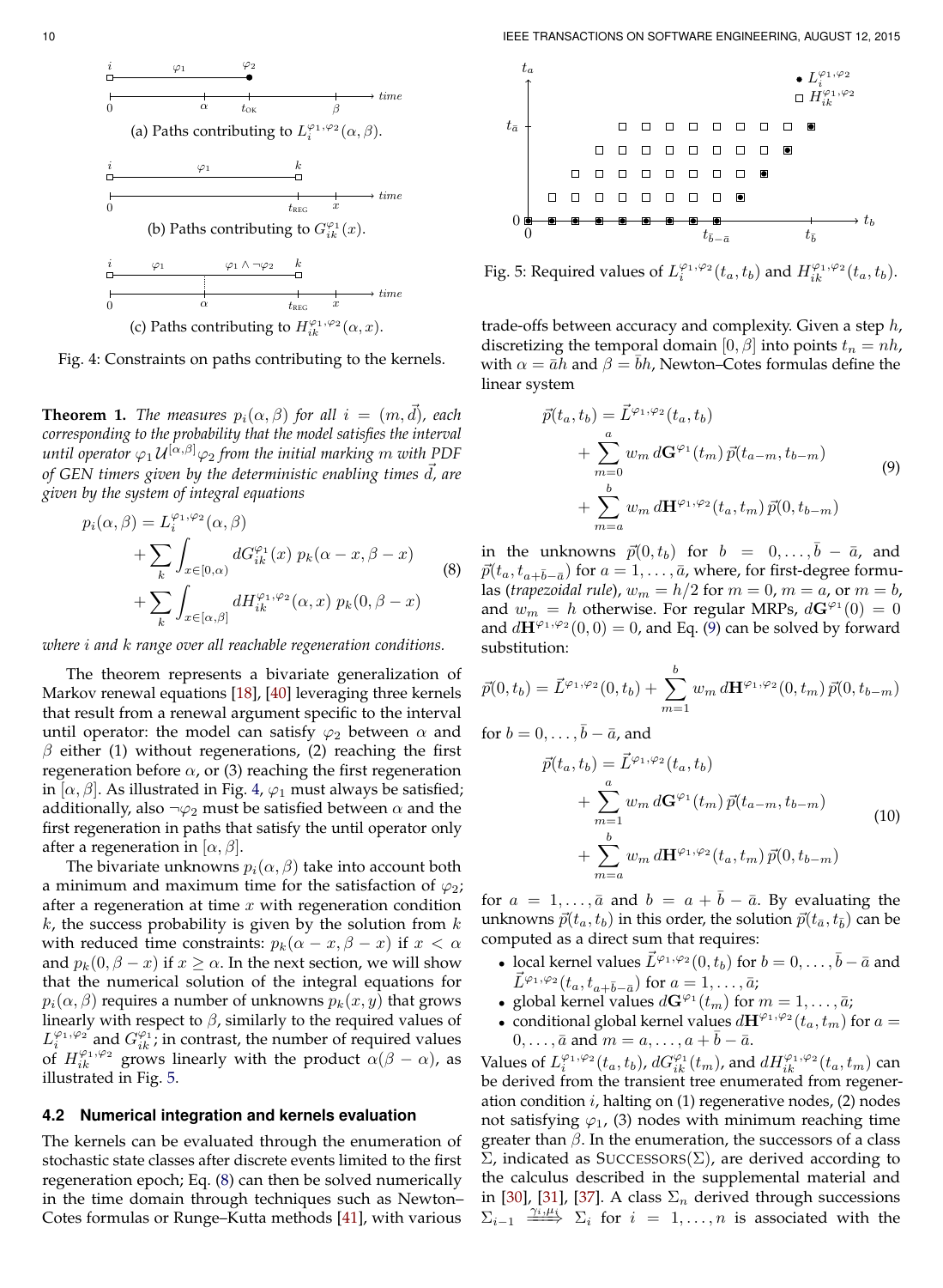Fig. 4: Constraints on paths contributing to the kernels.

(a) Paths contributing to $L_i^{\varphi_1,\varphi_2}(\alpha,\beta)$.

(b) Paths contributing to $G_{ik}^{\varphi_1}(x)$.

(c) Paths contributing to $H_{ik}^{\varphi_1,\varphi_2}(\alpha,x)$.

**Theorem 1.** *The measures $p_i(\alpha,\beta)$ for all $i=(m,\vec{d})$, each corresponding to the probability that the model satisfies the interval until operator $\varphi_1\,\mathcal{U}^{[\alpha,\beta]}\varphi_2$ from the initial marking $m$ with PDF of GEN timers given by the deterministic enabling times $\vec{d}$, are given by the system of integral equations*

$$
\begin{aligned}
p_i(\alpha,\beta) &= L_i^{\varphi_1,\varphi_2}(\alpha,\beta) \\
&+ \sum_k \int_{x\in[0,\alpha)} dG_{ik}^{\varphi_1}(x)\; p_k(\alpha-x,\beta-x) \\
&+ \sum_k \int_{x\in[\alpha,\beta]} dH_{ik}^{\varphi_1,\varphi_2}(\alpha,x)\; p_k(0,\beta-x)
\end{aligned}
\tag{8}
$$

*where $i$ and $k$ range over all reachable regeneration conditions.*

The theorem represents a bivariate generalization of Markov renewal equations [18], [40] leveraging three kernels that result from a renewal argument specific to the interval until operator: the model can satisfy $\varphi_2$ between $\alpha$ and $\beta$ either (1) without regenerations, (2) reaching the first regeneration before $\alpha$, or (3) reaching the first regeneration in $[\alpha,\beta]$. As illustrated in Fig. 4, $\varphi_1$ must always be satisfied; additionally, also $\neg\varphi_2$ must be satisfied between $\alpha$ and the first regeneration in paths that satisfy the until operator only after a regeneration in $[\alpha,\beta]$.

The bivariate unknowns $p_i(\alpha,\beta)$ take into account both a minimum and maximum time for the satisfaction of $\varphi_2$; after a regeneration at time $x$ with regeneration condition $k$, the success probability is given by the solution from $k$ with reduced time constraints: $p_k(\alpha-x,\beta-x)$ if $x<\alpha$ and $p_k(0,\beta-x)$ if $x\geq\alpha$. In the next section, we will show that the numerical solution of the integral equations for $p_i(\alpha,\beta)$ requires a number of unknowns $p_k(x,y)$ that grows linearly with respect to $\beta$, similarly to the required values of $L_i^{\varphi_1,\varphi_2}$ and $G_{ik}^{\varphi_1}$; in contrast, the number of required values of $H_{ik}^{\varphi_1,\varphi_2}$ grows linearly with the product $\alpha(\beta-\alpha)$, as illustrated in Fig. 5.

### 4.2 Numerical integration and kernels evaluation

The kernels can be evaluated through the enumeration of stochastic state classes after discrete events limited to the first regeneration epoch; Eq. (8) can then be solved numerically in the time domain through techniques such as Newton–Cotes formulas or Runge–Kutta methods [41], with various trade-offs between accuracy and complexity. Given a step $h$, discretizing the temporal domain $[0,\beta]$ into points $t_n=nh$, with $\alpha=\bar{a}h$ and $\beta=\bar{b}h$, Newton–Cotes formulas define the linear system

Fig. 5: Required values of $L_i^{\varphi_1,\varphi_2}(t_a,t_b)$ and $H_{ik}^{\varphi_1,\varphi_2}(t_a,t_b)$.

$$
\begin{aligned}
\vec{p}(t_a,t_b) &= \vec{L}^{\varphi_1,\varphi_2}(t_a,t_b) \\
&+ \sum_{m=0}^{a} w_m\, d\mathbf{G}^{\varphi_1}(t_m)\,\vec{p}(t_{a-m},t_{b-m}) \\
&+ \sum_{m=a}^{b} w_m\, d\mathbf{H}^{\varphi_1,\varphi_2}(t_a,t_m)\,\vec{p}(0,t_{b-m})
\end{aligned}
\tag{9}
$$

in the unknowns $\vec{p}(0,t_b)$ for $b=0,\ldots,\bar{b}-\bar{a}$, and $\vec{p}(t_a,t_{a+\bar{b}-\bar{a}})$ for $a=1,\ldots,\bar{a}$, where, for first-degree formulas (*trapezoidal rule*), $w_m=h/2$ for $m=0$, $m=a$, or $m=b$, and $w_m=h$ otherwise. For regular MRPs, $d\mathbf{G}^{\varphi_1}(0)=0$ and $d\mathbf{H}^{\varphi_1,\varphi_2}(0,0)=0$, and Eq. (9) can be solved by forward substitution:

$$
\vec{p}(0,t_b)=\vec{L}^{\varphi_1,\varphi_2}(0,t_b)+\sum_{m=1}^{b} w_m\, d\mathbf{H}^{\varphi_1,\varphi_2}(0,t_m)\,\vec{p}(0,t_{b-m})
$$

for $b=0,\ldots,\bar{b}-\bar{a}$, and

$$
\begin{aligned}
\vec{p}(t_a,t_b) &= \vec{L}^{\varphi_1,\varphi_2}(t_a,t_b) \\
&+ \sum_{m=1}^{a} w_m\, d\mathbf{G}^{\varphi_1}(t_m)\,\vec{p}(t_{a-m},t_{b-m}) \\
&+ \sum_{m=a}^{b} w_m\, d\mathbf{H}^{\varphi_1,\varphi_2}(t_a,t_m)\,\vec{p}(0,t_{b-m})
\end{aligned}
\tag{10}
$$

for $a=1,\ldots,\bar{a}$ and $b=a+\bar{b}-\bar{a}$. By evaluating the unknowns $\vec{p}(t_a,t_b)$ in this order, the solution $\vec{p}(t_{\bar{a}},t_{\bar{b}})$ can be computed as a direct sum that requires:

- local kernel values $\vec{L}^{\varphi_1,\varphi_2}(0,t_b)$ for $b=0,\ldots,\bar{b}-\bar{a}$ and $\vec{L}^{\varphi_1,\varphi_2}(t_a,t_{a+\bar{b}-\bar{a}})$ for $a=1,\ldots,\bar{a}$;
- global kernel values $d\mathbf{G}^{\varphi_1}(t_m)$ for $m=1,\ldots,\bar{a}$;
- conditional global kernel values $d\mathbf{H}^{\varphi_1,\varphi_2}(t_a,t_m)$ for $a=0,\ldots,\bar{a}$ and $m=a,\ldots,a+\bar{b}-\bar{a}$.

Values of $L_i^{\varphi_1,\varphi_2}(t_a,t_b)$, $dG_{ik}^{\varphi_1}(t_m)$, and $dH_{ik}^{\varphi_1,\varphi_2}(t_a,t_m)$ can be derived from the transient tree enumerated from regeneration condition $i$, halting on (1) regenerative nodes, (2) nodes not satisfying $\varphi_1$, (3) nodes with minimum reaching time greater than $\beta$. In the enumeration, the successors of a class $\Sigma$, indicated as SUCCESSORS($\Sigma$), are derived according to the calculus described in the supplemental material and in [30], [31], [37]. A class $\Sigma_n$ derived through successions $\Sigma_{i-1}\xrightarrow{\gamma_i,\mu_i}\Sigma_i$ for $i=1,\ldots,n$ is associated with the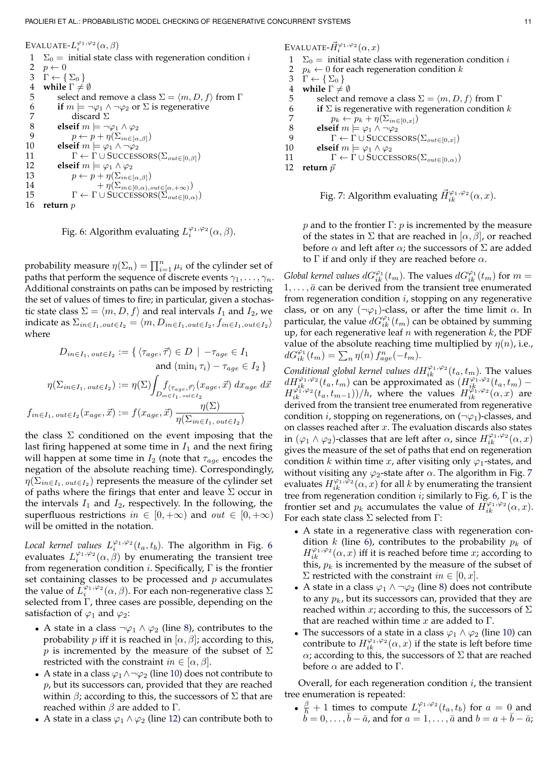```
EVALUATE-L_i^{φ1,φ2}(α, β)
 1  Σ0 = initial state class with regeneration condition i
 2  p ← 0
 3  Γ ← { Σ0 }
 4  while Γ ≠ ∅
 5      select and remove a class Σ = ⟨m, D, f⟩ from Γ
 6      if m ⊨ ¬φ1 ∧ ¬φ2 or Σ is regenerative
 7          discard Σ
 8      elseif m ⊨ ¬φ1 ∧ φ2
 9          p ← p + η(Σ_{in∈[α,β]})
10      elseif m ⊨ φ1 ∧ ¬φ2
11          Γ ← Γ ∪ SUCCESSORS(Σ_{out∈[0,β]})
12      elseif m ⊨ φ1 ∧ φ2
13          p ← p + η(Σ_{in∈[α,β]})
14                + η(Σ_{in∈[0,α), out∈[α,+∞)})
15          Γ ← Γ ∪ SUCCESSORS(Σ_{out∈[0,α)})
16  return p
```

Fig. 6: Algorithm evaluating $L_i^{\varphi_1,\varphi_2}(\alpha, \beta)$.

probability measure $\eta(\Sigma_n) = \prod_{i=1}^{n} \mu_i$ of the cylinder set of paths that perform the sequence of discrete events $\gamma_1, \ldots, \gamma_n$. Additional constraints on paths can be imposed by restricting the set of values of times to fire; in particular, given a stochastic state class $\Sigma = \langle m, D, f \rangle$ and real intervals $I_1$ and $I_2$, we indicate as $\Sigma_{in \in I_1, out \in I_2} = \langle m, D_{in \in I_1, out \in I_2}, f_{in \in I_1, out \in I_2} \rangle$ where

$$
\begin{aligned}
D_{in \in I_1,\, out \in I_2} &:= \{ \langle \tau_{age}, \vec{\tau} \rangle \in D \ \mid \ -\tau_{age} \in I_1 \\
&\qquad\qquad \text{and } (\min_i \tau_i) - \tau_{age} \in I_2 \} \\
\eta(\Sigma_{in \in I_1,\, out \in I_2}) &:= \eta(\Sigma) \int_{D_{in \in I_1,\, out \in I_2}} f_{\langle \tau_{age}, \vec{\tau} \rangle}(x_{age}, \vec{x}) \, dx_{age} \, d\vec{x} \\
f_{in \in I_1,\, out \in I_2}(x_{age}, \vec{x}) &:= f(x_{age}, \vec{x}) \, \frac{\eta(\Sigma)}{\eta(\Sigma_{in \in I_1,\, out \in I_2})}
\end{aligned}
$$

the class $\Sigma$ conditioned on the event imposing that the last firing happened at some time in $I_1$ and the next firing will happen at some time in $I_2$ (note that $\tau_{age}$ encodes the negation of the absolute reaching time). Correspondingly, $\eta(\Sigma_{in \in I_1,\, out \in I_2})$ represents the measure of the cylinder set of paths where the firings that enter and leave $\Sigma$ occur in the intervals $I_1$ and $I_2$, respectively. In the following, the superfluous restrictions $in \in [0, +\infty)$ and $out \in [0, +\infty)$ will be omitted in the notation.

*Local kernel values $L_i^{\varphi_1,\varphi_2}(t_a, t_b)$.* The algorithm in Fig. 6 evaluates $L_i^{\varphi_1,\varphi_2}(\alpha, \beta)$ by enumerating the transient tree from regeneration condition $i$. Specifically, $\Gamma$ is the frontier set containing classes to be processed and $p$ accumulates the value of $L_i^{\varphi_1,\varphi_2}(\alpha, \beta)$. For each non-regenerative class $\Sigma$ selected from $\Gamma$, three cases are possible, depending on the satisfaction of $\varphi_1$ and $\varphi_2$:

- A state in a class $\neg\varphi_1 \wedge \varphi_2$ (line 8), contributes to the probability $p$ iff it is reached in $[\alpha, \beta]$; according to this, $p$ is incremented by the measure of the subset of $\Sigma$ restricted with the constraint $in \in [\alpha, \beta]$.
- A state in a class $\varphi_1 \wedge \neg\varphi_2$ (line 10) does not contribute to $p$, but its successors can, provided that they are reached within $\beta$; according to this, the successors of $\Sigma$ that are reached within $\beta$ are added to $\Gamma$.
- A state in a class $\varphi_1 \wedge \varphi_2$ (line 12) can contribute both to $p$ and to the frontier $\Gamma$: $p$ is incremented by the measure of the states in $\Sigma$ that are reached in $[\alpha, \beta]$, or reached before $\alpha$ and left after $\alpha$; the successors of $\Sigma$ are added to $\Gamma$ if and only if they are reached before $\alpha$.

```
EVALUATE-H⃗_i^{φ1,φ2}(α, x)
 1  Σ0 = initial state class with regeneration condition i
 2  p_k ← 0 for each regeneration condition k
 3  Γ ← { Σ0 }
 4  while Γ ≠ ∅
 5      select and remove a class Σ = ⟨m, D, f⟩ from Γ
 6      if Σ is regenerative with regeneration condition k
 7          p_k ← p_k + η(Σ_{in∈[0,x]})
 8      elseif m ⊨ φ1 ∧ ¬φ2
 9          Γ ← Γ ∪ SUCCESSORS(Σ_{out∈[0,x]})
10      elseif m ⊨ φ1 ∧ φ2
11          Γ ← Γ ∪ SUCCESSORS(Σ_{out∈[0,α)})
12  return p⃗
```

Fig. 7: Algorithm evaluating $\vec{H}_{ik}^{\varphi_1,\varphi_2}(\alpha, x)$.

*Global kernel values $dG_{ik}^{\varphi_1}(t_m)$.* The values $dG_{ik}^{\varphi_1}(t_m)$ for $m = 1, \ldots, \bar{a}$ can be derived from the transient tree enumerated from regeneration condition $i$, stopping on any regenerative class, or on any $(\neg\varphi_1)$-class, or after the time limit $\alpha$. In particular, the value $dG_{ik}^{\varphi_1}(t_m)$ can be obtained by summing up, for each regenerative leaf $n$ with regeneration $k$, the PDF value of the absolute reaching time multiplied by $\eta(n)$, i.e., $dG_{ik}^{\varphi_1}(t_m) = \sum_n \eta(n) \, f_{age}^{n}(-t_m)$.

*Conditional global kernel values $dH_{ik}^{\varphi_1,\varphi_2}(t_a, t_m)$.* The values $dH_{ik}^{\varphi_1,\varphi_2}(t_a, t_m)$ can be approximated as $(H_{ik}^{\varphi_1,\varphi_2}(t_a, t_m) - H_{ik}^{\varphi_1,\varphi_2}(t_a, t_{m-1}))/h$, where the values $H_{ik}^{\varphi_1,\varphi_2}(\alpha, x)$ are derived from the transient tree enumerated from regenerative condition $i$, stopping on regenerations, on $(\neg\varphi_1)$-classes, and on classes reached after $x$. The evaluation discards also states in $(\varphi_1 \wedge \varphi_2)$-classes that are left after $\alpha$, since $H_{ik}^{\varphi_1,\varphi_2}(\alpha, x)$ gives the measure of the set of paths that end on regeneration condition $k$ within time $x$, after visiting only $\varphi_1$-states, and without visiting any $\varphi_2$-state after $\alpha$. The algorithm in Fig. 7 evaluates $H_{ik}^{\varphi_1,\varphi_2}(\alpha, x)$ for all $k$ by enumerating the transient tree from regeneration condition $i$; similarly to Fig. 6, $\Gamma$ is the frontier set and $p_k$ accumulates the value of $H_{ik}^{\varphi_1,\varphi_2}(\alpha, x)$. For each state class $\Sigma$ selected from $\Gamma$:

- A state in a regenerative class with regeneration condition $k$ (line 6), contributes to the probability $p_k$ of $H_{ik}^{\varphi_1,\varphi_2}(\alpha, x)$ iff it is reached before time $x$; according to this, $p_k$ is incremented by the measure of the subset of $\Sigma$ restricted with the constraint $in \in [0, x]$.
- A state in a class $\varphi_1 \wedge \neg\varphi_2$ (line 8) does not contribute to any $p_k$, but its successors can, provided that they are reached within $x$; according to this, the successors of $\Sigma$ that are reached within time $x$ are added to $\Gamma$.
- The successors of a state in a class $\varphi_1 \wedge \varphi_2$ (line 10) can contribute to $H_{ik}^{\varphi_1,\varphi_2}(\alpha, x)$ if the state is left before time $\alpha$; according to this, the successors of $\Sigma$ that are reached before $\alpha$ are added to $\Gamma$.

Overall, for each regeneration condition $i$, the transient tree enumeration is repeated:

- $\frac{\beta}{h} + 1$ times to compute $L_i^{\varphi_1,\varphi_2}(t_a, t_b)$ for $a = 0$ and $b = 0, \ldots, \bar{b} - \bar{a}$, and for $a = 1, \ldots, \bar{a}$ and $b = a + \bar{b} - \bar{a}$;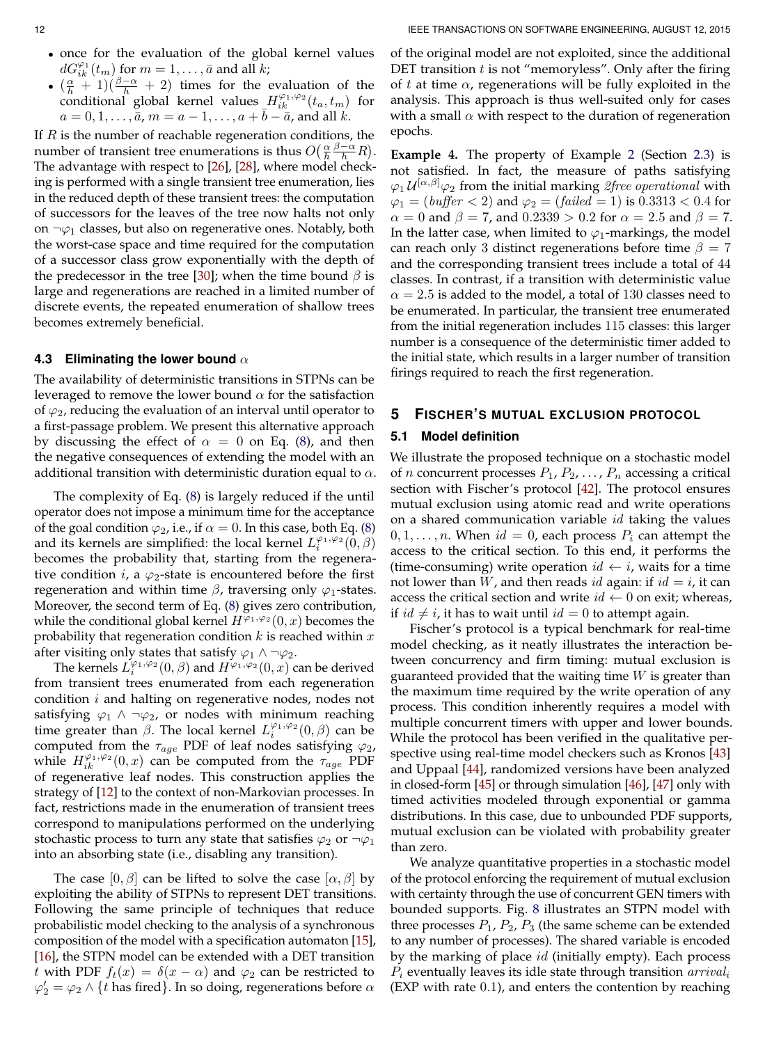- once for the evaluation of the global kernel values $dG_{ik}^{\varphi_1}(t_m)$ for $m = 1, \ldots, \bar{a}$ and all $k$;
- $(\frac{\alpha}{h} + 1)(\frac{\beta-\alpha}{h} + 2)$ times for the evaluation of the conditional global kernel values $H_{ik}^{\varphi_1,\varphi_2}(t_a, t_m)$ for $a = 0, 1, \ldots, \bar{a}$, $m = a-1, \ldots, a + \bar{b} - \bar{a}$, and all $k$.

If $R$ is the number of reachable regeneration conditions, the number of transient tree enumerations is thus $O(\frac{\alpha}{h}\frac{\beta-\alpha}{h}R)$. The advantage with respect to [26], [28], where model checking is performed with a single transient tree enumeration, lies in the reduced depth of these transient trees: the computation of successors for the leaves of the tree now halts not only on $\neg\varphi_1$ classes, but also on regenerative ones. Notably, both the worst-case space and time required for the computation of a successor class grow exponentially with the depth of the predecessor in the tree [30]; when the time bound $\beta$ is large and regenerations are reached in a limited number of discrete events, the repeated enumeration of shallow trees becomes extremely beneficial.

### 4.3 Eliminating the lower bound $\alpha$

The availability of deterministic transitions in STPNs can be leveraged to remove the lower bound $\alpha$ for the satisfaction of $\varphi_2$, reducing the evaluation of an interval until operator to a first-passage problem. We present this alternative approach by discussing the effect of $\alpha = 0$ on Eq. (8), and then the negative consequences of extending the model with an additional transition with deterministic duration equal to $\alpha$.

The complexity of Eq. (8) is largely reduced if the until operator does not impose a minimum time for the acceptance of the goal condition $\varphi_2$, i.e., if $\alpha = 0$. In this case, both Eq. (8) and its kernels are simplified: the local kernel $L_i^{\varphi_1,\varphi_2}(0, \beta)$ becomes the probability that, starting from the regenerative condition $i$, a $\varphi_2$-state is encountered before the first regeneration and within time $\beta$, traversing only $\varphi_1$-states. Moreover, the second term of Eq. (8) gives zero contribution, while the conditional global kernel $H^{\varphi_1,\varphi_2}(0, x)$ becomes the probability that regeneration condition $k$ is reached within $x$ after visiting only states that satisfy $\varphi_1 \wedge \neg\varphi_2$.

The kernels $L_i^{\varphi_1,\varphi_2}(0, \beta)$ and $H^{\varphi_1,\varphi_2}(0, x)$ can be derived from transient trees enumerated from each regeneration condition $i$ and halting on regenerative nodes, nodes not satisfying $\varphi_1 \wedge \neg\varphi_2$, or nodes with minimum reaching time greater than $\beta$. The local kernel $L_i^{\varphi_1,\varphi_2}(0, \beta)$ can be computed from the $\tau_{age}$ PDF of leaf nodes satisfying $\varphi_2$, while $H_{ik}^{\varphi_1,\varphi_2}(0, x)$ can be computed from the $\tau_{age}$ PDF of regenerative leaf nodes. This construction applies the strategy of [12] to the context of non-Markovian processes. In fact, restrictions made in the enumeration of transient trees correspond to manipulations performed on the underlying stochastic process to turn any state that satisfies $\varphi_2$ or $\neg\varphi_1$ into an absorbing state (i.e., disabling any transition).

The case $[0, \beta]$ can be lifted to solve the case $[\alpha, \beta]$ by exploiting the ability of STPNs to represent DET transitions. Following the same principle of techniques that reduce probabilistic model checking to the analysis of a synchronous composition of the model with a specification automaton [15], [16], the STPN model can be extended with a DET transition $t$ with PDF $f_t(x) = \delta(x - \alpha)$ and $\varphi_2$ can be restricted to $\varphi_2' = \varphi_2 \wedge \{t \text{ has fired}\}$. In so doing, regenerations before $\alpha$ of the original model are not exploited, since the additional DET transition $t$ is not "memoryless". Only after the firing of $t$ at time $\alpha$, regenerations will be fully exploited in the analysis. This approach is thus well-suited only for cases with a small $\alpha$ with respect to the duration of regeneration epochs.

**Example 4.** The property of Example 2 (Section 2.3) is not satisfied. In fact, the measure of paths satisfying $\varphi_1 \mathcal{U}^{[\alpha,\beta]} \varphi_2$ from the initial marking *2free operational* with $\varphi_1 = (buffer < 2)$ and $\varphi_2 = (failed = 1)$ is $0.3313 < 0.4$ for $\alpha = 0$ and $\beta = 7$, and $0.2339 > 0.2$ for $\alpha = 2.5$ and $\beta = 7$. In the latter case, when limited to $\varphi_1$-markings, the model can reach only 3 distinct regenerations before time $\beta = 7$ and the corresponding transient trees include a total of 44 classes. In contrast, if a transition with deterministic value $\alpha = 2.5$ is added to the model, a total of 130 classes need to be enumerated. In particular, the transient tree enumerated from the initial regeneration includes 115 classes: this larger number is a consequence of the deterministic timer added to the initial state, which results in a larger number of transition firings required to reach the first regeneration.

## 5 Fischer's mutual exclusion protocol

### 5.1 Model definition

We illustrate the proposed technique on a stochastic model of $n$ concurrent processes $P_1, P_2, \ldots, P_n$ accessing a critical section with Fischer's protocol [42]. The protocol ensures mutual exclusion using atomic read and write operations on a shared communication variable $id$ taking the values $0, 1, \ldots, n$. When $id = 0$, each process $P_i$ can attempt the access to the critical section. To this end, it performs the (time-consuming) write operation $id \leftarrow i$, waits for a time not lower than $W$, and then reads $id$ again: if $id = i$, it can access the critical section and write $id \leftarrow 0$ on exit; whereas, if $id \neq i$, it has to wait until $id = 0$ to attempt again.

Fischer's protocol is a typical benchmark for real-time model checking, as it neatly illustrates the interaction between concurrency and firm timing: mutual exclusion is guaranteed provided that the waiting time $W$ is greater than the maximum time required by the write operation of any process. This condition inherently requires a model with multiple concurrent timers with upper and lower bounds. While the protocol has been verified in the qualitative perspective using real-time model checkers such as Kronos [43] and Uppaal [44], randomized versions have been analyzed in closed-form [45] or through simulation [46], [47] only with timed activities modeled through exponential or gamma distributions. In this case, due to unbounded PDF supports, mutual exclusion can be violated with probability greater than zero.

We analyze quantitative properties in a stochastic model of the protocol enforcing the requirement of mutual exclusion with certainty through the use of concurrent GEN timers with bounded supports. Fig. 8 illustrates an STPN model with three processes $P_1, P_2, P_3$ (the same scheme can be extended to any number of processes). The shared variable is encoded by the marking of place $id$ (initially empty). Each process $P_i$ eventually leaves its idle state through transition $arrival_i$ (EXP with rate 0.1), and enters the contention by reaching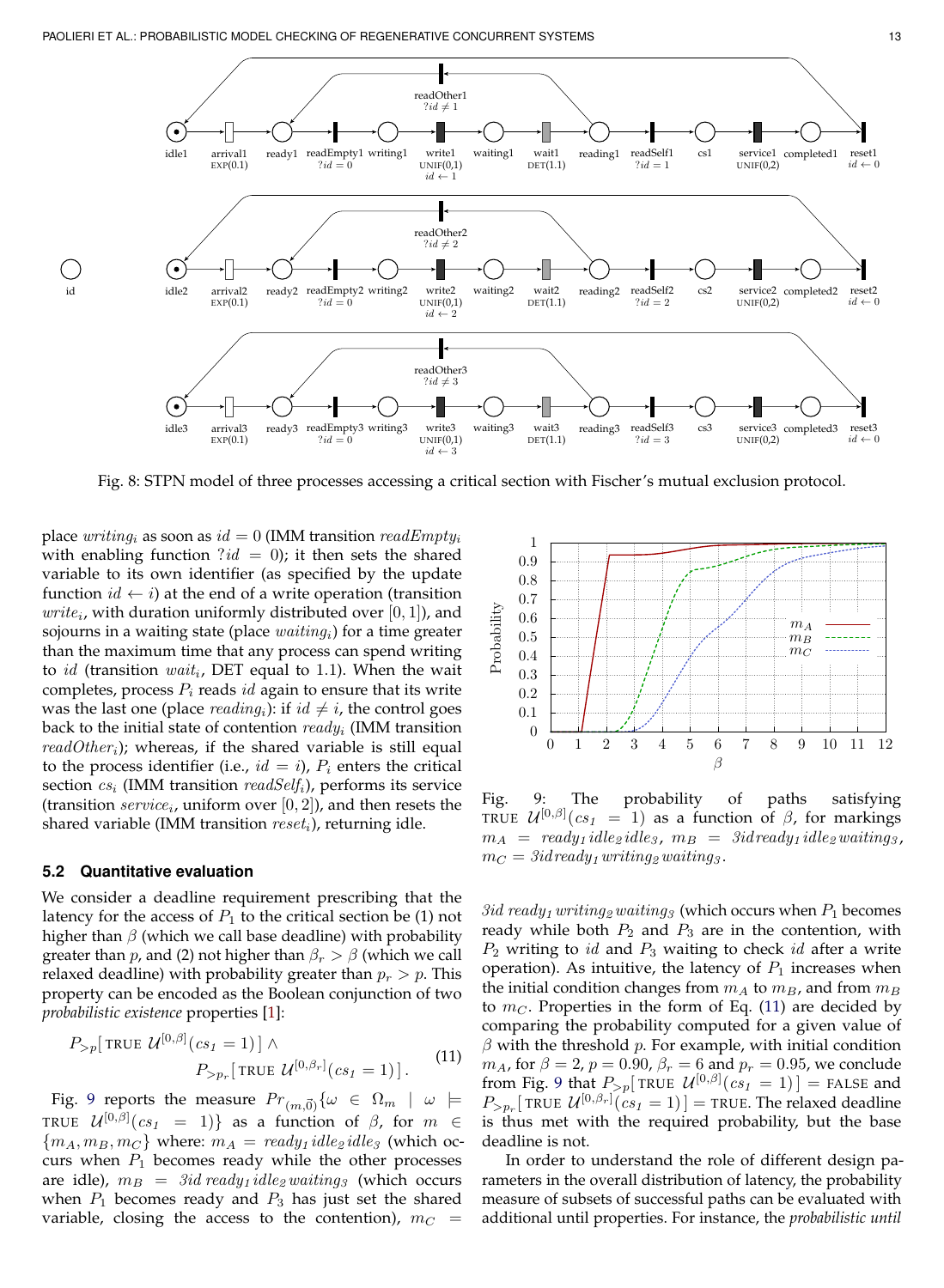Fig. 8: STPN model of three processes accessing a critical section with Fischer's mutual exclusion protocol.

place $writing_i$ as soon as $id = 0$ (IMM transition $readEmpty_i$ with enabling function $?id = 0$); it then sets the shared variable to its own identifier (as specified by the update function $id \leftarrow i$) at the end of a write operation (transition $write_i$, with duration uniformly distributed over $[0, 1]$), and sojourns in a waiting state (place $waiting_i$) for a time greater than the maximum time that any process can spend writing to $id$ (transition $wait_i$, DET equal to 1.1). When the wait completes, process $P_i$ reads $id$ again to ensure that its write was the last one (place $reading_i$): if $id \neq i$, the control goes back to the initial state of contention $ready_i$ (IMM transition $readOther_i$); whereas, if the shared variable is still equal to the process identifier (i.e., $id = i$), $P_i$ enters the critical section $cs_i$ (IMM transition $readSelf_i$), performs its service (transition $service_i$, uniform over $[0, 2]$), and then resets the shared variable (IMM transition $reset_i$), returning idle.

### 5.2 Quantitative evaluation

We consider a deadline requirement prescribing that the latency for the access of $P_1$ to the critical section be (1) not higher than $\beta$ (which we call base deadline) with probability greater than $p$, and (2) not higher than $\beta_r > \beta$ (which we call relaxed deadline) with probability greater than $p_r > p$. This property can be encoded as the Boolean conjunction of two *probabilistic existence* properties [1]:

$$
\begin{aligned}
P_{>p}[\,\text{TRUE}\ \mathcal{U}^{[0,\beta]}(cs_1 = 1)\,] \wedge \\
P_{>p_r}[\,\text{TRUE}\ \mathcal{U}^{[0,\beta_r]}(cs_1 = 1)\,]\,.
\end{aligned}
\tag{11}
$$

Fig. 9 reports the measure $Pr_{(m,\vec{0})}\{\omega \in \Omega_m \mid \omega \models \text{TRUE}\ \mathcal{U}^{[0,\beta]}(cs_1 = 1)\}$ as a function of $\beta$, for $m \in \{m_A, m_B, m_C\}$ where: $m_A = ready_1\, idle_2\, idle_3$ (which occurs when $P_1$ becomes ready while the other processes are idle), $m_B = 3id\, ready_1\, idle_2\, waiting_3$ (which occurs when $P_1$ becomes ready and $P_3$ has just set the shared variable, closing the access to the contention), $m_C = 3id\, ready_1\, writing_2\, waiting_3$ (which occurs when $P_1$ becomes ready while both $P_2$ and $P_3$ are in the contention, with $P_2$ writing to $id$ and $P_3$ waiting to check $id$ after a write operation). As intuitive, the latency of $P_1$ increases when the initial condition changes from $m_A$ to $m_B$, and from $m_B$ to $m_C$. Properties in the form of Eq. (11) are decided by comparing the probability computed for a given value of $\beta$ with the threshold $p$. For example, with initial condition $m_A$, for $\beta = 2$, $p = 0.90$, $\beta_r = 6$ and $p_r = 0.95$, we conclude from Fig. 9 that $P_{>p}[\,\text{TRUE}\ \mathcal{U}^{[0,\beta]}(cs_1 = 1)\,] = \text{FALSE}$ and $P_{>p_r}[\,\text{TRUE}\ \mathcal{U}^{[0,\beta_r]}(cs_1 = 1)\,] = \text{TRUE}$. The relaxed deadline is thus met with the required probability, but the base deadline is not.

Fig. 9: The probability of paths satisfying $\text{TRUE}\ \mathcal{U}^{[0,\beta]}(cs_1 = 1)$ as a function of $\beta$, for markings $m_A = ready_1\, idle_2\, idle_3$, $m_B = 3id\, ready_1\, idle_2\, waiting_3$, $m_C = 3id\, ready_1\, writing_2\, waiting_3$.

In order to understand the role of different design parameters in the overall distribution of latency, the probability measure of subsets of successful paths can be evaluated with additional until properties. For instance, the *probabilistic until*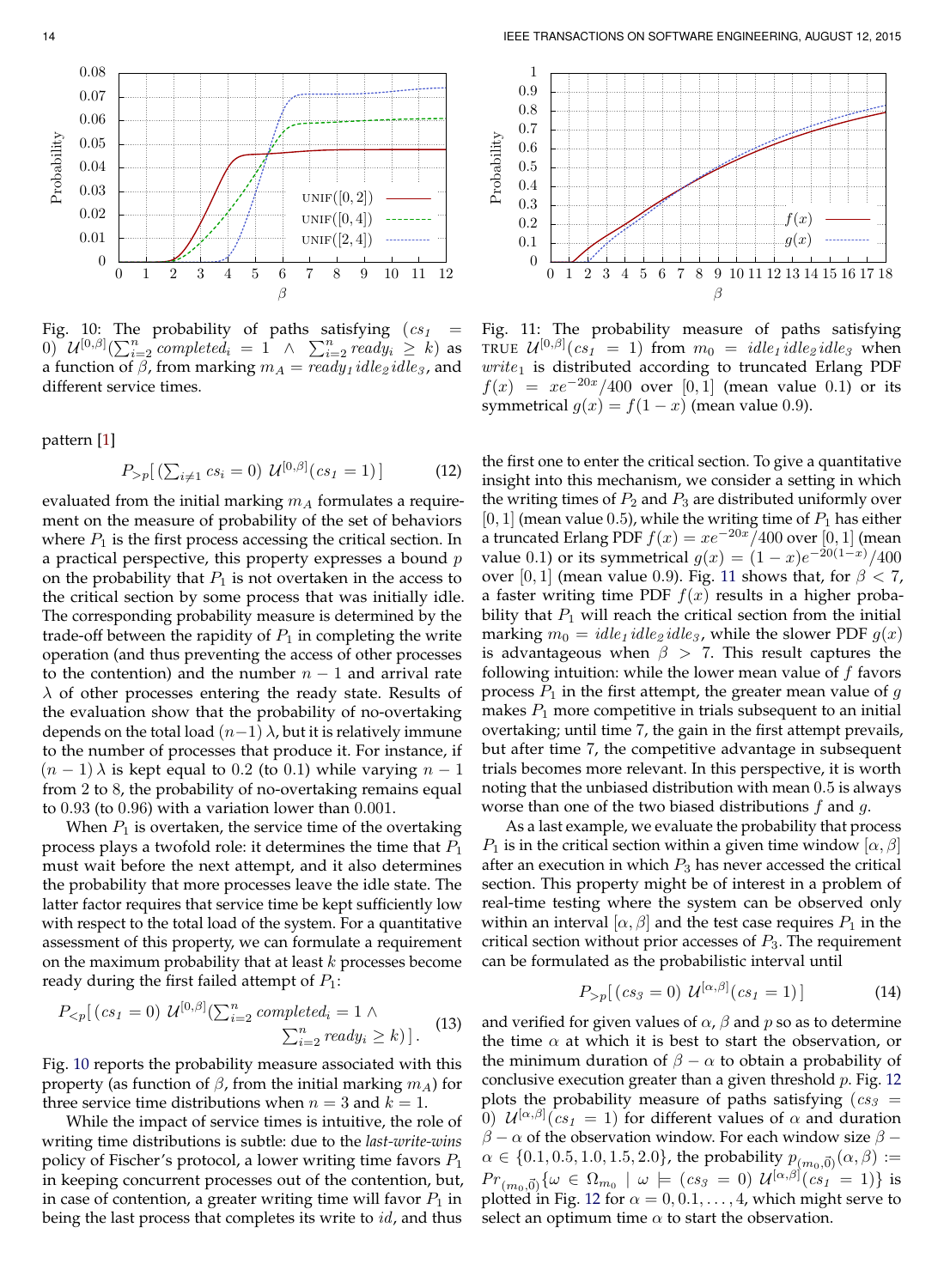Fig. 10: The probability of paths satisfying $(cs_1 = 0)\ \mathcal{U}^{[0,\beta]}(\sum_{i=2}^{n} completed_i = 1 \ \wedge \ \sum_{i=2}^{n} ready_i \geq k)$ as a function of $\beta$, from marking $m_A = ready_1\, idle_2\, idle_3$, and different service times.

Fig. 11: The probability measure of paths satisfying TRUE $\mathcal{U}^{[0,\beta]}(cs_1 = 1)$ from $m_0 = idle_1\, idle_2\, idle_3$ when $write_1$ is distributed according to truncated Erlang PDF $f(x) = xe^{-20x}/400$ over $[0, 1]$ (mean value 0.1) or its symmetrical $g(x) = f(1-x)$ (mean value 0.9).

pattern [1]

$$P_{>p}[\,(\textstyle\sum_{i \neq 1} cs_i = 0)\ \mathcal{U}^{[0,\beta]}(cs_1 = 1)\,] \tag{12}$$

evaluated from the initial marking $m_A$ formulates a requirement on the measure of probability of the set of behaviors where $P_1$ is the first process accessing the critical section. In a practical perspective, this property expresses a bound $p$ on the probability that $P_1$ is not overtaken in the access to the critical section by some process that was initially idle. The corresponding probability measure is determined by the trade-off between the rapidity of $P_1$ in completing the write operation (and thus preventing the access of other processes to the contention) and the number $n-1$ and arrival rate $\lambda$ of other processes entering the ready state. Results of the evaluation show that the probability of no-overtaking depends on the total load $(n-1)\,\lambda$, but it is relatively immune to the number of processes that produce it. For instance, if $(n-1)\,\lambda$ is kept equal to 0.2 (to 0.1) while varying $n-1$ from 2 to 8, the probability of no-overtaking remains equal to 0.93 (to 0.96) with a variation lower than 0.001.

When $P_1$ is overtaken, the service time of the overtaking process plays a twofold role: it determines the time that $P_1$ must wait before the next attempt, and it also determines the probability that more processes leave the idle state. The latter factor requires that service time be kept sufficiently low with respect to the total load of the system. For a quantitative assessment of this property, we can formulate a requirement on the maximum probability that at least $k$ processes become ready during the first failed attempt of $P_1$:

$$P_{<p}[\,(cs_1 = 0)\ \mathcal{U}^{[0,\beta]}(\textstyle\sum_{i=2}^{n} completed_i = 1 \ \wedge \ \sum_{i=2}^{n} ready_i \geq k)\,]. \tag{13}$$

Fig. 10 reports the probability measure associated with this property (as function of $\beta$, from the initial marking $m_A$) for three service time distributions when $n = 3$ and $k = 1$.

While the impact of service times is intuitive, the role of writing time distributions is subtle: due to the *last-write-wins* policy of Fischer's protocol, a lower writing time favors $P_1$ in keeping concurrent processes out of the contention, but, in case of contention, a greater writing time will favor $P_1$ in being the last process that completes its write to $id$, and thus the first one to enter the critical section. To give a quantitative insight into this mechanism, we consider a setting in which the writing times of $P_2$ and $P_3$ are distributed uniformly over $[0, 1]$ (mean value 0.5), while the writing time of $P_1$ has either a truncated Erlang PDF $f(x) = xe^{-20x}/400$ over $[0, 1]$ (mean value 0.1) or its symmetrical $g(x) = (1-x)e^{-20(1-x)}/400$ over $[0, 1]$ (mean value 0.9). Fig. 11 shows that, for $\beta < 7$, a faster writing time PDF $f(x)$ results in a higher probability that $P_1$ will reach the critical section from the initial marking $m_0 = idle_1\, idle_2\, idle_3$, while the slower PDF $g(x)$ is advantageous when $\beta > 7$. This result captures the following intuition: while the lower mean value of $f$ favors process $P_1$ in the first attempt, the greater mean value of $g$ makes $P_1$ more competitive in trials subsequent to an initial overtaking; until time 7, the gain in the first attempt prevails, but after time 7, the competitive advantage in subsequent trials becomes more relevant. In this perspective, it is worth noting that the unbiased distribution with mean 0.5 is always worse than one of the two biased distributions $f$ and $g$.

As a last example, we evaluate the probability that process $P_1$ is in the critical section within a given time window $[\alpha, \beta]$ after an execution in which $P_3$ has never accessed the critical section. This property might be of interest in a problem of real-time testing where the system can be observed only within an interval $[\alpha, \beta]$ and the test case requires $P_1$ in the critical section without prior accesses of $P_3$. The requirement can be formulated as the probabilistic interval until

$$P_{>p}[\,(cs_3 = 0)\ \mathcal{U}^{[\alpha,\beta]}(cs_1 = 1)\,] \tag{14}$$

and verified for given values of $\alpha$, $\beta$ and $p$ so as to determine the time $\alpha$ at which it is best to start the observation, or the minimum duration of $\beta - \alpha$ to obtain a probability of conclusive execution greater than a given threshold $p$. Fig. 12 plots the probability measure of paths satisfying $(cs_3 = 0)\ \mathcal{U}^{[\alpha,\beta]}(cs_1 = 1)$ for different values of $\alpha$ and duration $\beta - \alpha$ of the observation window. For each window size $\beta - \alpha \in \{0.1, 0.5, 1.0, 1.5, 2.0\}$, the probability $p_{(m_0,\vec{0})}(\alpha, \beta) := Pr_{(m_0,\vec{0})}\{\omega \in \Omega_{m_0} \mid \omega \models (cs_3 = 0)\ \mathcal{U}^{[\alpha,\beta]}(cs_1 = 1)\}$ is plotted in Fig. 12 for $\alpha = 0, 0.1, \ldots, 4$, which might serve to select an optimum time $\alpha$ to start the observation.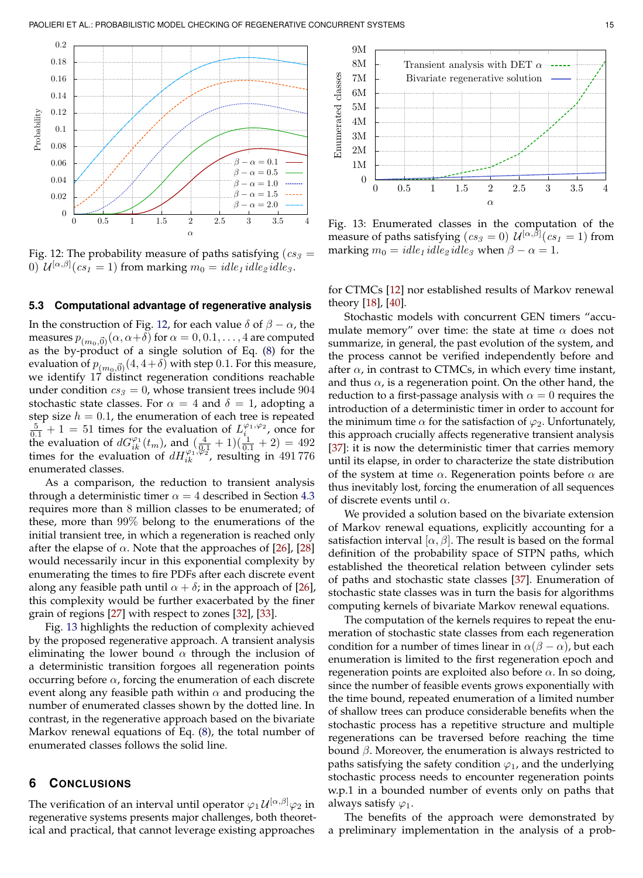Fig. 12: The probability measure of paths satisfying $(cs_3 = 0)\ \mathcal{U}^{[\alpha,\beta]}(cs_1 = 1)$ from marking $m_0 = idle_1\, idle_2\, idle_3$.

Fig. 13: Enumerated classes in the computation of the measure of paths satisfying $(cs_3 = 0)\ \mathcal{U}^{[\alpha,\beta]}(cs_1 = 1)$ from marking $m_0 = idle_1\, idle_2\, idle_3$ when $\beta - \alpha = 1$.

### 5.3 Computational advantage of regenerative analysis

In the construction of Fig. 12, for each value $\delta$ of $\beta - \alpha$, the measures $p_{(m_0,\vec{0})}(\alpha, \alpha+\delta)$ for $\alpha = 0, 0.1, \ldots, 4$ are computed as the by-product of a single solution of Eq. (8) for the evaluation of $p_{(m_0,\vec{0})}(4, 4+\delta)$ with step $0.1$. For this measure, we identify 17 distinct regeneration conditions reachable under condition $cs_3 = 0$, whose transient trees include 904 stochastic state classes. For $\alpha = 4$ and $\delta = 1$, adopting a step size $h = 0.1$, the enumeration of each tree is repeated $\frac{5}{0.1} + 1 = 51$ times for the evaluation of $L_i^{\varphi_1,\varphi_2}$, once for the evaluation of $dG_{ik}^{\varphi_1}(t_m)$, and $(\frac{4}{0.1} + 1)(\frac{1}{0.1} + 2) = 492$ times for the evaluation of $dH_{ik}^{\varphi_1,\varphi_2}$, resulting in 491 776 enumerated classes.

As a comparison, the reduction to transient analysis through a deterministic timer $\alpha = 4$ described in Section 4.3 requires more than 8 million classes to be enumerated; of these, more than 99% belong to the enumerations of the initial transient tree, in which a regeneration is reached only after the elapse of $\alpha$. Note that the approaches of [26], [28] would necessarily incur in this exponential complexity by enumerating the times to fire PDFs after each discrete event along any feasible path until $\alpha + \delta$; in the approach of [26], this complexity would be further exacerbated by the finer grain of regions [27] with respect to zones [32], [33].

Fig. 13 highlights the reduction of complexity achieved by the proposed regenerative approach. A transient analysis eliminating the lower bound $\alpha$ through the inclusion of a deterministic transition forgoes all regeneration points occurring before $\alpha$, forcing the enumeration of each discrete event along any feasible path within $\alpha$ and producing the number of enumerated classes shown by the dotted line. In contrast, in the regenerative approach based on the bivariate Markov renewal equations of Eq. (8), the total number of enumerated classes follows the solid line.

## 6 Conclusions

The verification of an interval until operator $\varphi_1\, \mathcal{U}^{[\alpha,\beta]} \varphi_2$ in regenerative systems presents major challenges, both theoretical and practical, that cannot leverage existing approaches for CTMCs [12] nor established results of Markov renewal theory [18], [40].

Stochastic models with concurrent GEN timers "accumulate memory" over time: the state at time $\alpha$ does not summarize, in general, the past evolution of the system, and the process cannot be verified independently before and after $\alpha$, in contrast to CTMCs, in which every time instant, and thus $\alpha$, is a regeneration point. On the other hand, the reduction to a first-passage analysis with $\alpha = 0$ requires the introduction of a deterministic timer in order to account for the minimum time $\alpha$ for the satisfaction of $\varphi_2$. Unfortunately, this approach crucially affects regenerative transient analysis [37]: it is now the deterministic timer that carries memory until its elapse, in order to characterize the state distribution of the system at time $\alpha$. Regeneration points before $\alpha$ are thus inevitably lost, forcing the enumeration of all sequences of discrete events until $\alpha$.

We provided a solution based on the bivariate extension of Markov renewal equations, explicitly accounting for a satisfaction interval $[\alpha, \beta]$. The result is based on the formal definition of the probability space of STPN paths, which established the theoretical relation between cylinder sets of paths and stochastic state classes [37]. Enumeration of stochastic state classes was in turn the basis for algorithms computing kernels of bivariate Markov renewal equations.

The computation of the kernels requires to repeat the enumeration of stochastic state classes from each regeneration condition for a number of times linear in $\alpha(\beta - \alpha)$, but each enumeration is limited to the first regeneration epoch and regeneration points are exploited also before $\alpha$. In so doing, since the number of feasible events grows exponentially with the time bound, repeated enumeration of a limited number of shallow trees can produce considerable benefits when the stochastic process has a repetitive structure and multiple regenerations can be traversed before reaching the time bound $\beta$. Moreover, the enumeration is always restricted to paths satisfying the safety condition $\varphi_1$, and the underlying stochastic process needs to encounter regeneration points w.p.1 in a bounded number of events only on paths that always satisfy $\varphi_1$.

The benefits of the approach were demonstrated by a preliminary implementation in the analysis of a prob-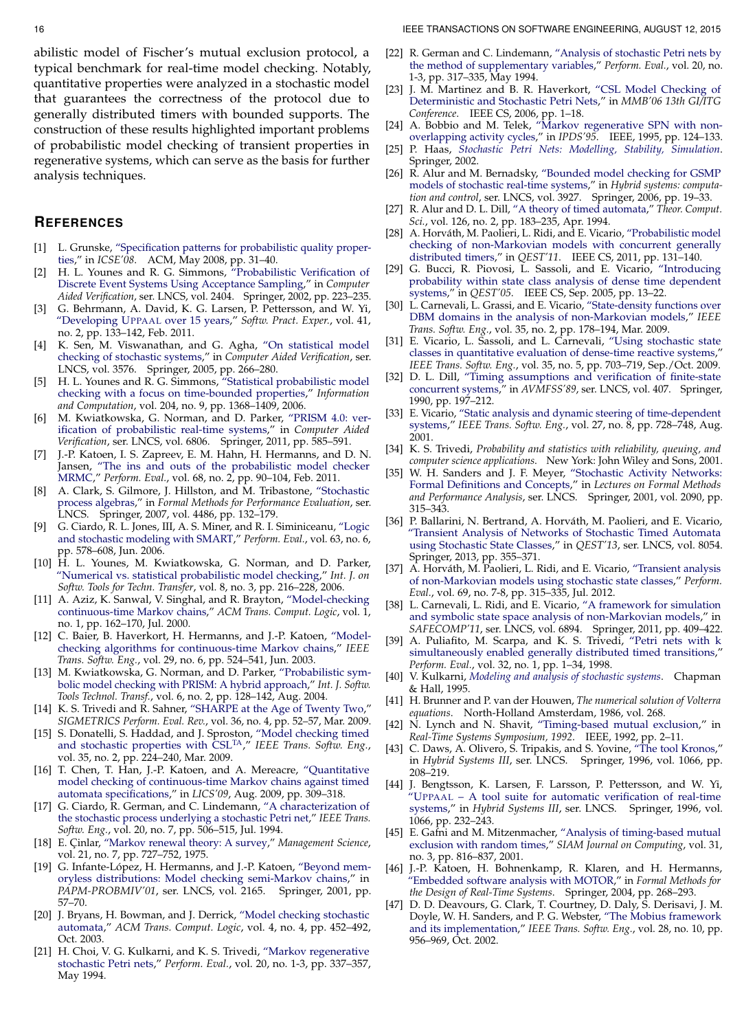abilistic model of Fischer's mutual exclusion protocol, a typical benchmark for real-time model checking. Notably, quantitative properties were analyzed in a stochastic model that guarantees the correctness of the protocol due to generally distributed timers with bounded supports. The construction of these results highlighted important problems of probabilistic model checking of transient properties in regenerative systems, which can serve as the basis for further analysis techniques.

## References

[1] L. Grunske, "Specification patterns for probabilistic quality properties," in *ICSE'08*. ACM, May 2008, pp. 31–40.

[2] H. L. Younes and R. G. Simmons, "Probabilistic Verification of Discrete Event Systems Using Acceptance Sampling," in *Computer Aided Verification*, ser. LNCS, vol. 2404. Springer, 2002, pp. 223–235.

[3] G. Behrmann, A. David, K. G. Larsen, P. Pettersson, and W. Yi, "Developing UPPAAL over 15 years," *Softw. Pract. Exper.*, vol. 41, no. 2, pp. 133–142, Feb. 2011.

[4] K. Sen, M. Viswanathan, and G. Agha, "On statistical model checking of stochastic systems," in *Computer Aided Verification*, ser. LNCS, vol. 3576. Springer, 2005, pp. 266–280.

[5] H. L. Younes and R. G. Simmons, "Statistical probabilistic model checking with a focus on time-bounded properties," *Information and Computation*, vol. 204, no. 9, pp. 1368–1409, 2006.

[6] M. Kwiatkowska, G. Norman, and D. Parker, "PRISM 4.0: verification of probabilistic real-time systems," in *Computer Aided Verification*, ser. LNCS, vol. 6806. Springer, 2011, pp. 585–591.

[7] J.-P. Katoen, I. S. Zapreev, E. M. Hahn, H. Hermanns, and D. N. Jansen, "The ins and outs of the probabilistic model checker MRMC," *Perform. Eval.*, vol. 68, no. 2, pp. 90–104, Feb. 2011.

[8] A. Clark, S. Gilmore, J. Hillston, and M. Tribastone, "Stochastic process algebras," in *Formal Methods for Performance Evaluation*, ser. LNCS. Springer, 2007, vol. 4486, pp. 132–179.

[9] G. Ciardo, R. L. Jones, III, A. S. Miner, and R. I. Siminiceanu, "Logic and stochastic modeling with SMART," *Perform. Eval.*, vol. 63, no. 6, pp. 578–608, Jun. 2006.

[10] H. L. Younes, M. Kwiatkowska, G. Norman, and D. Parker, "Numerical vs. statistical probabilistic model checking," *Int. J. on Softw. Tools for Techn. Transfer*, vol. 8, no. 3, pp. 216–228, 2006.

[11] A. Aziz, K. Sanwal, V. Singhal, and R. Brayton, "Model-checking continuous-time Markov chains," *ACM Trans. Comput. Logic*, vol. 1, no. 1, pp. 162–170, Jul. 2000.

[12] C. Baier, B. Haverkort, H. Hermanns, and J.-P. Katoen, "Model-checking algorithms for continuous-time Markov chains," *IEEE Trans. Softw. Eng.*, vol. 29, no. 6, pp. 524–541, Jun. 2003.

[13] M. Kwiatkowska, G. Norman, and D. Parker, "Probabilistic symbolic model checking with PRISM: A hybrid approach," *Int. J. Softw. Tools Technol. Transf.*, vol. 6, no. 2, pp. 128–142, Aug. 2004.

[14] K. S. Trivedi and R. Sahner, "SHARPE at the Age of Twenty Two," *SIGMETRICS Perform. Eval. Rev.*, vol. 36, no. 4, pp. 52–57, Mar. 2009.

[15] S. Donatelli, S. Haddad, and J. Sproston, "Model checking timed and stochastic properties with CSL$^{TA}$," *IEEE Trans. Softw. Eng.*, vol. 35, no. 2, pp. 224–240, Mar. 2009.

[16] T. Chen, T. Han, J.-P. Katoen, and A. Mereacre, "Quantitative model checking of continuous-time Markov chains against timed automata specifications," in *LICS'09*, Aug. 2009, pp. 309–318.

[17] G. Ciardo, R. German, and C. Lindemann, "A characterization of the stochastic process underlying a stochastic Petri net," *IEEE Trans. Softw. Eng.*, vol. 20, no. 7, pp. 506–515, Jul. 1994.

[18] E. Çinlar, "Markov renewal theory: A survey," *Management Science*, vol. 21, no. 7, pp. 727–752, 1975.

[19] G. Infante-López, H. Hermanns, and J.-P. Katoen, "Beyond memoryless distributions: Model checking semi-Markov chains," in *PAPM-PROBMIV'01*, ser. LNCS, vol. 2165. Springer, 2001, pp. 57–70.

[20] J. Bryans, H. Bowman, and J. Derrick, "Model checking stochastic automata," *ACM Trans. Comput. Logic*, vol. 4, no. 4, pp. 452–492, Oct. 2003.

[21] H. Choi, V. G. Kulkarni, and K. S. Trivedi, "Markov regenerative stochastic Petri nets," *Perform. Eval.*, vol. 20, no. 1-3, pp. 337–357, May 1994.

[22] R. German and C. Lindemann, "Analysis of stochastic Petri nets by the method of supplementary variables," *Perform. Eval.*, vol. 20, no. 1-3, pp. 317–335, May 1994.

[23] J. M. Martinez and B. R. Haverkort, "CSL Model Checking of Deterministic and Stochastic Petri Nets," in *MMB'06 13th GI/ITG Conference*. IEEE CS, 2006, pp. 1–18.

[24] A. Bobbio and M. Telek, "Markov regenerative SPN with non-overlapping activity cycles," in *IPDS'95*. IEEE, 1995, pp. 124–133.

[25] P. Haas, *Stochastic Petri Nets: Modelling, Stability, Simulation*. Springer, 2002.

[26] R. Alur and M. Bernadsky, "Bounded model checking for GSMP models of stochastic real-time systems," in *Hybrid systems: computation and control*, ser. LNCS, vol. 3927. Springer, 2006, pp. 19–33.

[27] R. Alur and D. L. Dill, "A theory of timed automata," *Theor. Comput. Sci.*, vol. 126, no. 2, pp. 183–235, Apr. 1994.

[28] A. Horváth, M. Paolieri, L. Ridi, and E. Vicario, "Probabilistic model checking of non-Markovian models with concurrent generally distributed timers," in *QEST'11*. IEEE CS, 2011, pp. 131–140.

[29] G. Bucci, R. Piovosi, L. Sassoli, and E. Vicario, "Introducing probability within state class analysis of dense time dependent systems," in *QEST'05*. IEEE CS, Sep. 2005, pp. 13–22.

[30] L. Carnevali, L. Grassi, and E. Vicario, "State-density functions over DBM domains in the analysis of non-Markovian models," *IEEE Trans. Softw. Eng.*, vol. 35, no. 2, pp. 178–194, Mar. 2009.

[31] E. Vicario, L. Sassoli, and L. Carnevali, "Using stochastic state classes in quantitative evaluation of dense-time reactive systems," *IEEE Trans. Softw. Eng.*, vol. 35, no. 5, pp. 703–719, Sep./Oct. 2009.

[32] D. L. Dill, "Timing assumptions and verification of finite-state concurrent systems," in *AVMFSS'89*, ser. LNCS, vol. 407. Springer, 1990, pp. 197–212.

[33] E. Vicario, "Static analysis and dynamic steering of time-dependent systems," *IEEE Trans. Softw. Eng.*, vol. 27, no. 8, pp. 728–748, Aug. 2001.

[34] K. S. Trivedi, *Probability and statistics with reliability, queuing, and computer science applications*. New York: John Wiley and Sons, 2001.

[35] W. H. Sanders and J. F. Meyer, "Stochastic Activity Networks: Formal Definitions and Concepts," in *Lectures on Formal Methods and Performance Analysis*, ser. LNCS. Springer, 2001, vol. 2090, pp. 315–343.

[36] P. Ballarini, N. Bertrand, A. Horváth, M. Paolieri, and E. Vicario, "Transient Analysis of Networks of Stochastic Timed Automata using Stochastic State Classes," in *QEST'13*, ser. LNCS, vol. 8054. Springer, 2013, pp. 355–371.

[37] A. Horváth, M. Paolieri, L. Ridi, and E. Vicario, "Transient analysis of non-Markovian models using stochastic state classes," *Perform. Eval.*, vol. 69, no. 7-8, pp. 315–335, Jul. 2012.

[38] L. Carnevali, L. Ridi, and E. Vicario, "A framework for simulation and symbolic state space analysis of non-Markovian models," in *SAFECOMP'11*, ser. LNCS, vol. 6894. Springer, 2011, pp. 409–422.

[39] A. Puliafito, M. Scarpa, and K. S. Trivedi, "Petri nets with k simultaneously enabled generally distributed timed transitions," *Perform. Eval.*, vol. 32, no. 1, pp. 1–34, 1998.

[40] V. Kulkarni, *Modeling and analysis of stochastic systems*. Chapman & Hall, 1995.

[41] H. Brunner and P. van der Houwen, *The numerical solution of Volterra equations*. North-Holland Amsterdam, 1986, vol. 268.

[42] N. Lynch and N. Shavit, "Timing-based mutual exclusion," in *Real-Time Systems Symposium, 1992*. IEEE, 1992, pp. 2–11.

[43] C. Daws, A. Olivero, S. Tripakis, and S. Yovine, "The tool Kronos," in *Hybrid Systems III*, ser. LNCS. Springer, 1996, vol. 1066, pp. 208–219.

[44] J. Bengtsson, K. Larsen, F. Larsson, P. Pettersson, and W. Yi, "UPPAAL – A tool suite for automatic verification of real-time systems," in *Hybrid Systems III*, ser. LNCS. Springer, 1996, vol. 1066, pp. 232–243.

[45] E. Gafni and M. Mitzenmacher, "Analysis of timing-based mutual exclusion with random times," *SIAM Journal on Computing*, vol. 31, no. 3, pp. 816–837, 2001.

[46] J.-P. Katoen, H. Bohnenkamp, R. Klaren, and H. Hermanns, "Embedded software analysis with MOTOR," in *Formal Methods for the Design of Real-Time Systems*. Springer, 2004, pp. 268–293.

[47] D. D. Deavours, G. Clark, T. Courtney, D. Daly, S. Derisavi, J. M. Doyle, W. H. Sanders, and P. G. Webster, "The Mobius framework and its implementation," *IEEE Trans. Softw. Eng.*, vol. 28, no. 10, pp. 956–969, Oct. 2002.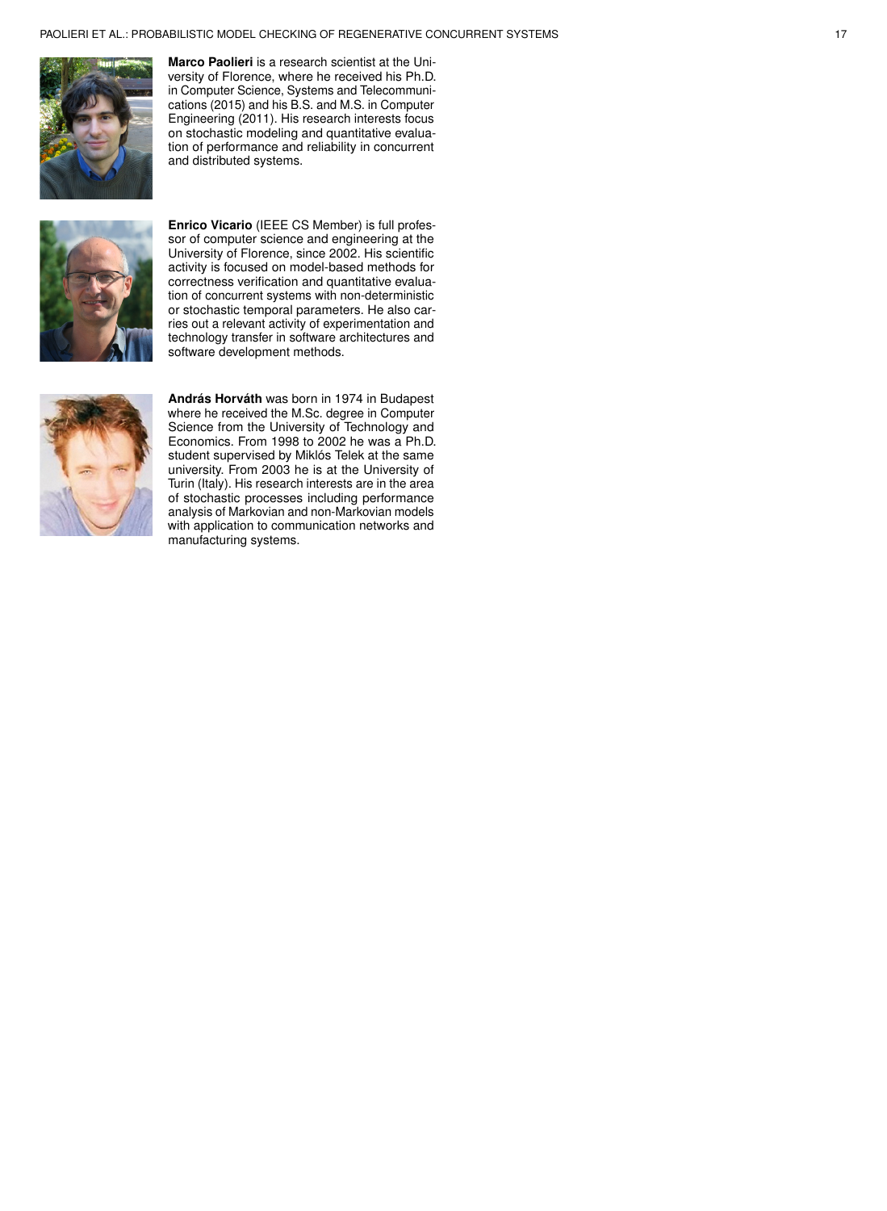**Marco Paolieri** is a research scientist at the University of Florence, where he received his Ph.D. in Computer Science, Systems and Telecommunications (2015) and his B.S. and M.S. in Computer Engineering (2011). His research interests focus on stochastic modeling and quantitative evaluation of performance and reliability in concurrent and distributed systems.

**Enrico Vicario** (IEEE CS Member) is full professor of computer science and engineering at the University of Florence, since 2002. His scientific activity is focused on model-based methods for correctness verification and quantitative evaluation of concurrent systems with non-deterministic or stochastic temporal parameters. He also carries out a relevant activity of experimentation and technology transfer in software architectures and software development methods.

**András Horváth** was born in 1974 in Budapest where he received the M.Sc. degree in Computer Science from the University of Technology and Economics. From 1998 to 2002 he was a Ph.D. student supervised by Miklós Telek at the same university. From 2003 he is at the University of Turin (Italy). His research interests are in the area of stochastic processes including performance analysis of Markovian and non-Markovian models with application to communication networks and manufacturing systems.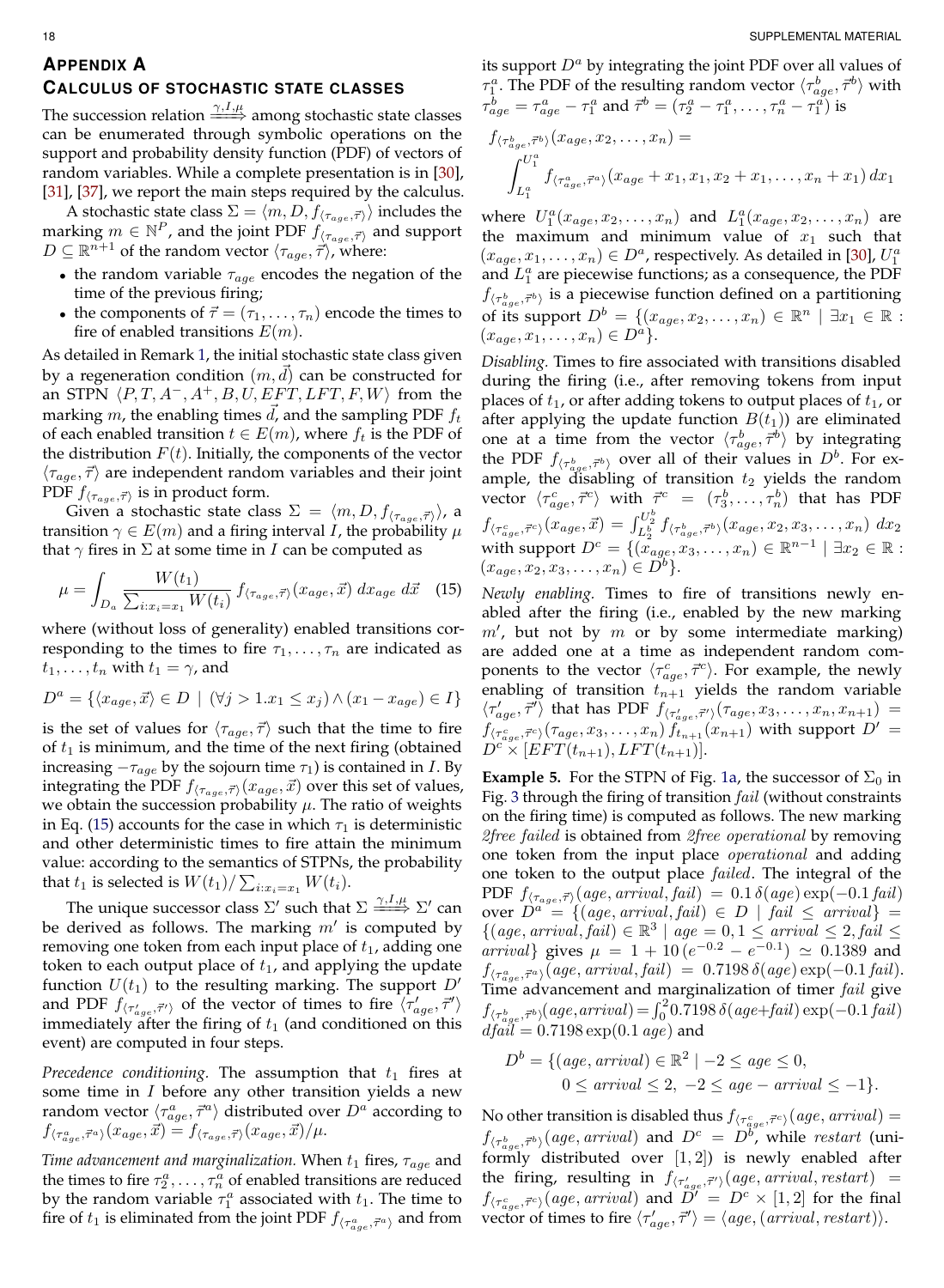# Appendix A
## Calculus of stochastic state classes

The succession relation $\xrightarrow{\gamma,I,\mu}$ among stochastic state classes can be enumerated through symbolic operations on the support and probability density function (PDF) of vectors of random variables. While a complete presentation is in [30], [31], [37], we report the main steps required by the calculus.

A stochastic state class $\Sigma = \langle m, D, f_{\langle\tau_{age},\vec{\tau}\rangle}\rangle$ includes the marking $m \in \mathbb{N}^P$, and the joint PDF $f_{\langle\tau_{age},\vec{\tau}\rangle}$ and support $D \subseteq \mathbb{R}^{n+1}$ of the random vector $\langle\tau_{age},\vec{\tau}\rangle$, where:

- the random variable $\tau_{age}$ encodes the negation of the time of the previous firing;
- the components of $\vec{\tau} = (\tau_1,\ldots,\tau_n)$ encode the times to fire of enabled transitions $E(m)$.

As detailed in Remark 1, the initial stochastic state class given by a regeneration condition $(m,\vec{d})$ can be constructed for an STPN $\langle P, T, A^-, A^+, B, U, EFT, LFT, F, W\rangle$ from the marking $m$, the enabling times $\vec{d}$, and the sampling PDF $f_t$ of each enabled transition $t \in E(m)$, where $f_t$ is the PDF of the distribution $F(t)$. Initially, the components of the vector $\langle\tau_{age},\vec{\tau}\rangle$ are independent random variables and their joint PDF $f_{\langle\tau_{age},\vec{\tau}\rangle}$ is in product form.

Given a stochastic state class $\Sigma = \langle m, D, f_{\langle\tau_{age},\vec{\tau}\rangle}\rangle$, a transition $\gamma \in E(m)$ and a firing interval $I$, the probability $\mu$ that $\gamma$ fires in $\Sigma$ at some time in $I$ can be computed as

$$\mu = \int_{D_a} \frac{W(t_1)}{\sum_{i:x_i=x_1} W(t_i)}\, f_{\langle\tau_{age},\vec{\tau}\rangle}(x_{age},\vec{x})\, dx_{age}\, d\vec{x} \quad (15)$$

where (without loss of generality) enabled transitions corresponding to the times to fire $\tau_1,\ldots,\tau_n$ are indicated as $t_1,\ldots,t_n$ with $t_1 = \gamma$, and

$$D^a = \{\langle x_{age},\vec{x}\rangle \in D \mid (\forall j > 1. x_1 \le x_j) \wedge (x_1 - x_{age}) \in I\}$$

is the set of values for $\langle\tau_{age},\vec{\tau}\rangle$ such that the time to fire of $t_1$ is minimum, and the time of the next firing (obtained increasing $-\tau_{age}$ by the sojourn time $\tau_1$) is contained in $I$. By integrating the PDF $f_{\langle\tau_{age},\vec{\tau}\rangle}(x_{age},\vec{x})$ over this set of values, we obtain the succession probability $\mu$. The ratio of weights in Eq. (15) accounts for the case in which $\tau_1$ is deterministic and other deterministic times to fire attain the minimum value: according to the semantics of STPNs, the probability that $t_1$ is selected is $W(t_1)/\sum_{i:x_i=x_1} W(t_i)$.

The unique successor class $\Sigma'$ such that $\Sigma \xrightarrow{\gamma,I,\mu} \Sigma'$ can be derived as follows. The marking $m'$ is computed by removing one token from each input place of $t_1$, adding one token to each output place of $t_1$, and applying the update function $U(t_1)$ to the resulting marking. The support $D'$ and PDF $f_{\langle\tau'_{age},\vec{\tau}'\rangle}$ of the vector of times to fire $\langle\tau'_{age},\vec{\tau}'\rangle$ immediately after the firing of $t_1$ (and conditioned on this event) are computed in four steps.

*Precedence conditioning.* The assumption that $t_1$ fires at some time in $I$ before any other transition yields a new random vector $\langle\tau^a_{age},\vec{\tau}^a\rangle$ distributed over $D^a$ according to $f_{\langle\tau^a_{age},\vec{\tau}^a\rangle}(x_{age},\vec{x}) = f_{\langle\tau_{age},\vec{\tau}\rangle}(x_{age},\vec{x})/\mu$.

*Time advancement and marginalization.* When $t_1$ fires, $\tau_{age}$ and the times to fire $\tau^a_2,\ldots,\tau^a_n$ of enabled transitions are reduced by the random variable $\tau^a_1$ associated with $t_1$. The time to fire of $t_1$ is eliminated from the joint PDF $f_{\langle\tau^a_{age},\vec{\tau}^a\rangle}$ and from its support $D^a$ by integrating the joint PDF over all values of $\tau^a_1$. The PDF of the resulting random vector $\langle\tau^b_{age},\vec{\tau}^b\rangle$ with $\tau^b_{age} = \tau^a_{age} - \tau^a_1$ and $\vec{\tau}^b = (\tau^a_2 - \tau^a_1,\ldots,\tau^a_n - \tau^a_1)$ is

$$f_{\langle\tau^b_{age},\vec{\tau}^b\rangle}(x_{age},x_2,\ldots,x_n) = \int_{L^a_1}^{U^a_1} f_{\langle\tau^a_{age},\vec{\tau}^a\rangle}(x_{age}+x_1, x_1, x_2+x_1,\ldots,x_n+x_1)\,dx_1$$

where $U^a_1(x_{age},x_2,\ldots,x_n)$ and $L^a_1(x_{age},x_2,\ldots,x_n)$ are the maximum and minimum value of $x_1$ such that $(x_{age},x_1,\ldots,x_n) \in D^a$, respectively. As detailed in [30], $U^a_1$ and $L^a_1$ are piecewise functions; as a consequence, the PDF $f_{\langle\tau^b_{age},\vec{\tau}^b\rangle}$ is a piecewise function defined on a partitioning of its support $D^b = \{(x_{age},x_2,\ldots,x_n) \in \mathbb{R}^n \mid \exists x_1 \in \mathbb{R} : (x_{age},x_1,\ldots,x_n) \in D^a\}$.

*Disabling.* Times to fire associated with transitions disabled during the firing (i.e., after removing tokens from input places of $t_1$, or after adding tokens to output places of $t_1$, or after applying the update function $B(t_1)$) are eliminated one at a time from the vector $\langle\tau^b_{age},\vec{\tau}^b\rangle$ by integrating the PDF $f_{\langle\tau^b_{age},\vec{\tau}^b\rangle}$ over all of their values in $D^b$. For example, the disabling of transition $t_2$ yields the random vector $\langle\tau^c_{age},\vec{\tau}^c\rangle$ with $\vec{\tau}^c = (\tau^b_3,\ldots,\tau^b_n)$ that has PDF $f_{\langle\tau^c_{age},\vec{\tau}^c\rangle}(x_{age},\vec{x}) = \int_{L^b_2}^{U^b_2} f_{\langle\tau^b_{age},\vec{\tau}^b\rangle}(x_{age},x_2,x_3,\ldots,x_n)\,dx_2$ with support $D^c = \{(x_{age},x_3,\ldots,x_n) \in \mathbb{R}^{n-1} \mid \exists x_2 \in \mathbb{R} : (x_{age},x_2,x_3,\ldots,x_n) \in D^b\}$.

*Newly enabling.* Times to fire of transitions newly enabled after the firing (i.e., enabled by the new marking $m'$, but not by $m$ or by some intermediate marking) are added one at a time as independent random components to the vector $\langle\tau^c_{age},\vec{\tau}^c\rangle$. For example, the newly enabling of transition $t_{n+1}$ yields the random variable $\langle\tau'_{age},\vec{\tau}'\rangle$ that has PDF $f_{\langle\tau'_{age},\vec{\tau}'\rangle}(\tau_{age},x_3,\ldots,x_n,x_{n+1}) = f_{\langle\tau^c_{age},\vec{\tau}^c\rangle}(\tau_{age},x_3,\ldots,x_n)\, f_{t_{n+1}}(x_{n+1})$ with support $D' = D^c \times [EFT(t_{n+1}), LFT(t_{n+1})]$.

**Example 5.** For the STPN of Fig. 1a, the successor of $\Sigma_0$ in Fig. 3 through the firing of transition *fail* (without constraints on the firing time) is computed as follows. The new marking *2free failed* is obtained from *2free operational* by removing one token from the input place *operational* and adding one token to the output place *failed*. The integral of the PDF $f_{\langle\tau_{age},\vec{\tau}\rangle}(age, arrival, fail) = 0.1\,\delta(age)\exp(-0.1\,fail)$ over $D^a = \{(age, arrival, fail) \in D \mid fail \le arrival\} = \{(age, arrival, fail) \in \mathbb{R}^3 \mid age = 0, 1 \le arrival \le 2, fail \le arrival\}$ gives $\mu = 1 + 10\,(e^{-0.2} - e^{-0.1}) \simeq 0.1389$ and $f_{\langle\tau^a_{age},\vec{\tau}^a\rangle}(age, arrival, fail) = 0.7198\,\delta(age)\exp(-0.1\,fail)$. Time advancement and marginalization of timer *fail* give $f_{\langle\tau^b_{age},\vec{\tau}^b\rangle}(age, arrival) = \int_0^2 0.7198\,\delta(age{+}fail)\exp(-0.1\,fail)\,dfail = 0.7198\exp(0.1\,age)$ and

$$D^b = \{(age, arrival) \in \mathbb{R}^2 \mid -2 \le age \le 0,\; 0 \le arrival \le 2,\; -2 \le age - arrival \le -1\}.$$

No other transition is disabled thus $f_{\langle\tau^c_{age},\vec{\tau}^c\rangle}(age, arrival) = f_{\langle\tau^b_{age},\vec{\tau}^b\rangle}(age, arrival)$ and $D^c = D^b$, while *restart* (uniformly distributed over $[1, 2]$) is newly enabled after the firing, resulting in $f_{\langle\tau'_{age},\vec{\tau}'\rangle}(age, arrival, restart) = f_{\langle\tau^c_{age},\vec{\tau}^c\rangle}(age, arrival)$ and $D' = D^c \times [1, 2]$ for the final vector of times to fire $\langle\tau'_{age},\vec{\tau}'\rangle = \langle age, (arrival, restart)\rangle$.